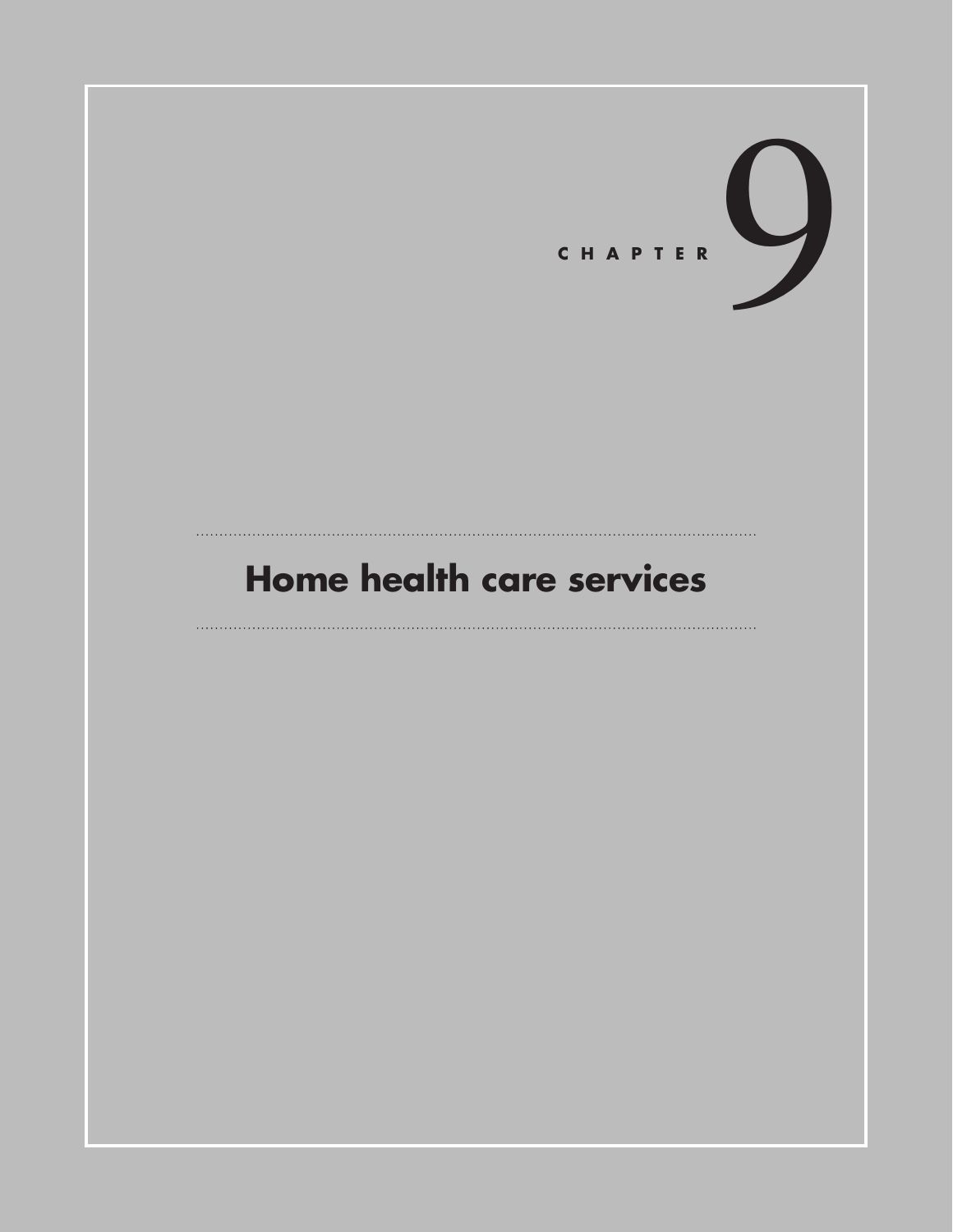# CHAPTER 9

# Home health care services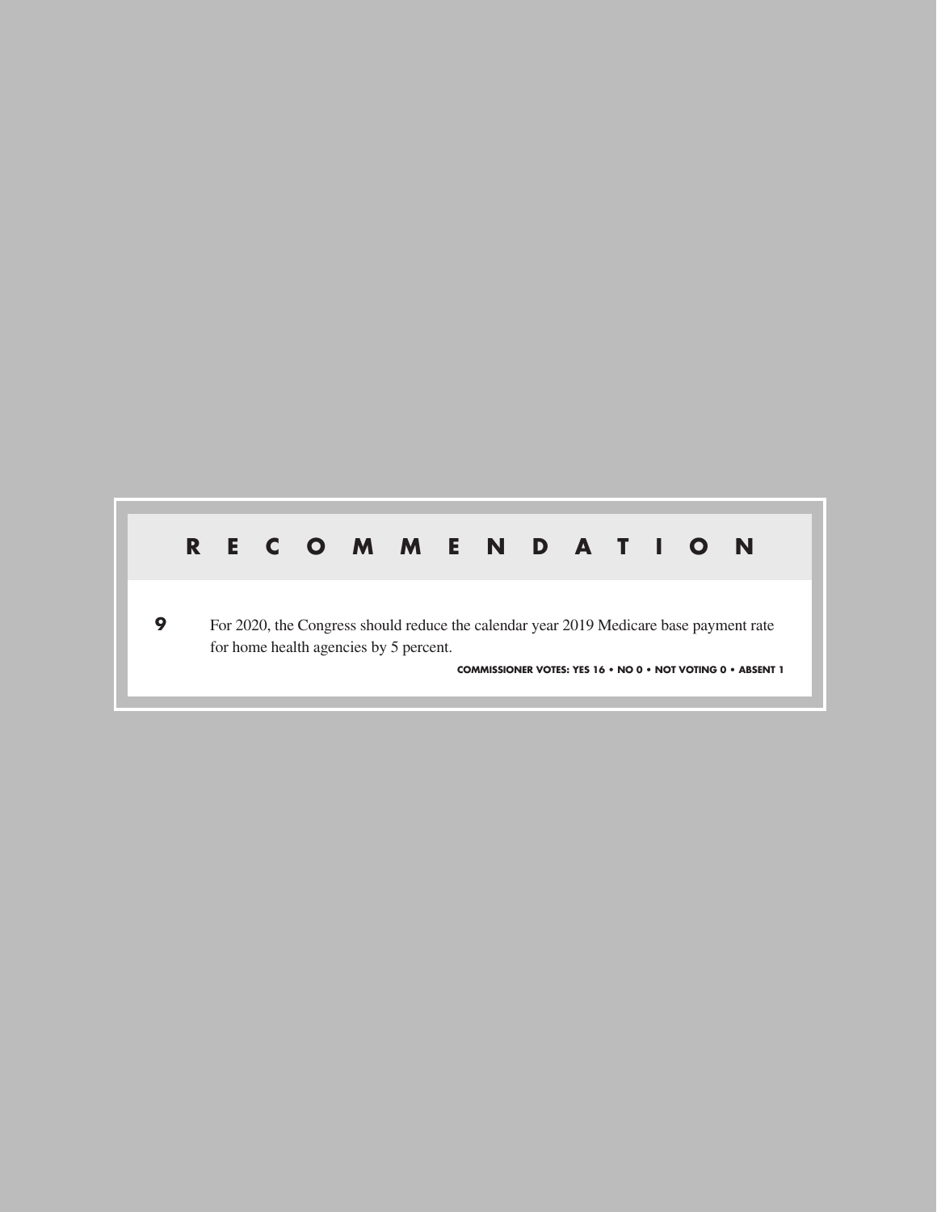## RECOMMENDATION

**9** For 2020, the Congress should reduce the calendar year 2019 Medicare base payment rate for home health agencies by 5 percent.

**COMMISSIONER VOTES: YES 16 • NO 0 • NOT VOTING 0 • ABSENT 1**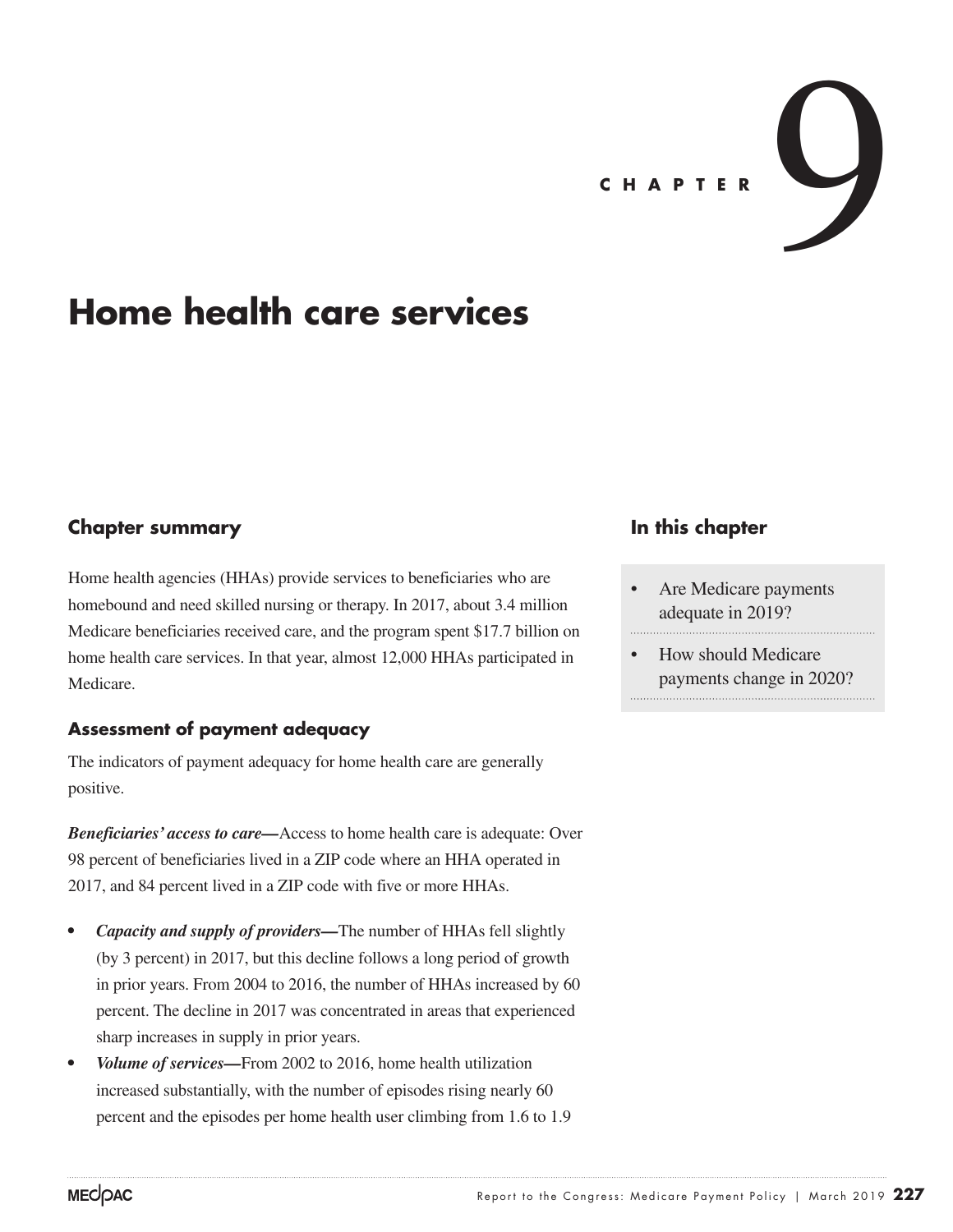CHAPTER 9

# Home health care services

## Chapter summary

Home health agencies (HHAs) provide services to beneficiaries who are homebound and need skilled nursing or therapy. In 2017, about 3.4 million Medicare beneficiaries received care, and the program spent $17.7 billion on home health care services. In that year, almost 12,000 HHAs participated in Medicare.

### Assessment of payment adequacy

The indicators of payment adequacy for home health care are generally positive.

***Beneficiaries' access to care—***Access to home health care is adequate: Over 98 percent of beneficiaries lived in a ZIP code where an HHA operated in 2017, and 84 percent lived in a ZIP code with five or more HHAs.

- ***Capacity and supply of providers—***The number of HHAs fell slightly (by 3 percent) in 2017, but this decline follows a long period of growth in prior years. From 2004 to 2016, the number of HHAs increased by 60 percent. The decline in 2017 was concentrated in areas that experienced sharp increases in supply in prior years.
- ***Volume of services—***From 2002 to 2016, home health utilization increased substantially, with the number of episodes rising nearly 60 percent and the episodes per home health user climbing from 1.6 to 1.9

## In this chapter

- Are Medicare payments adequate in 2019?
- How should Medicare payments change in 2020?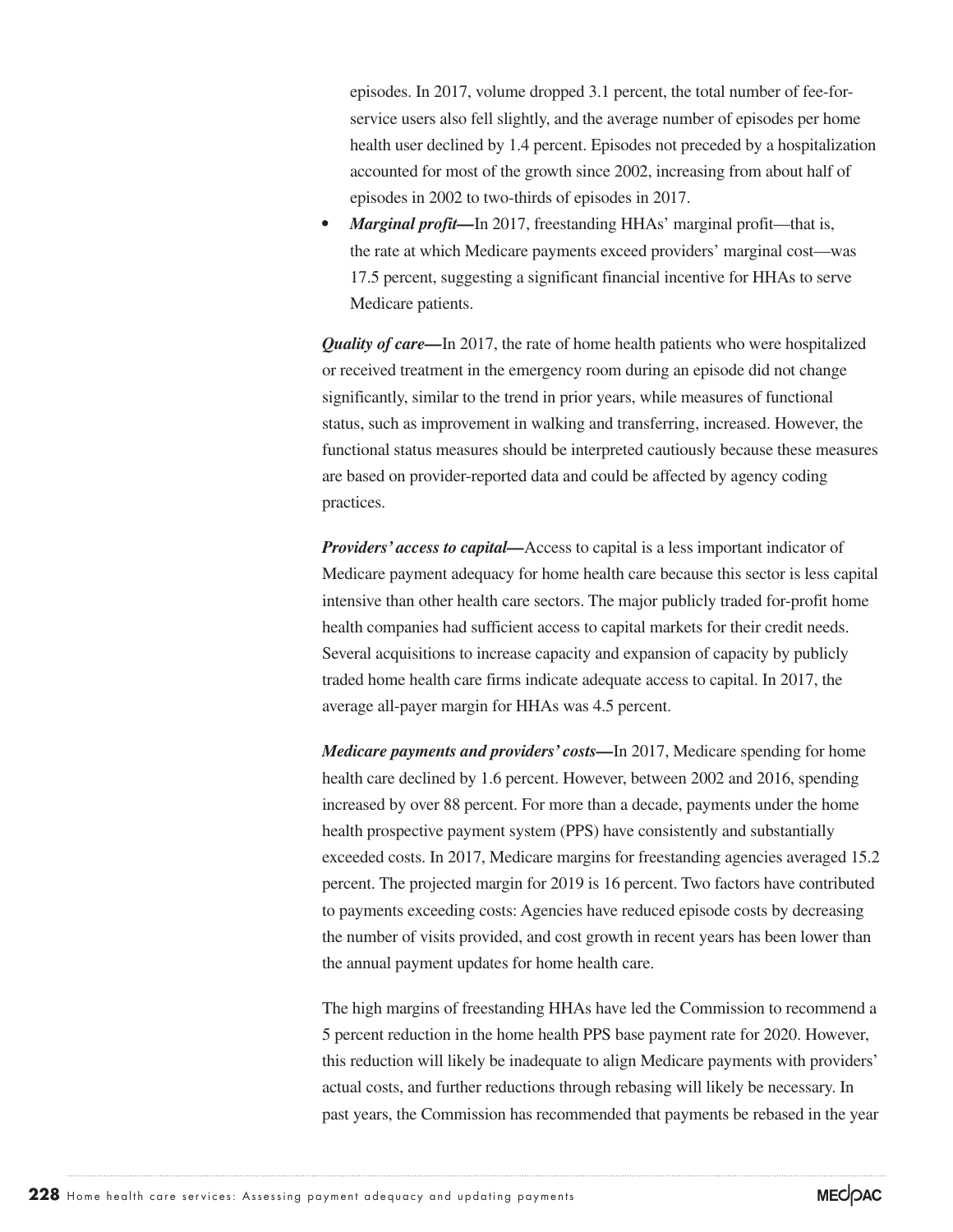episodes. In 2017, volume dropped 3.1 percent, the total number of fee-for-service users also fell slightly, and the average number of episodes per home health user declined by 1.4 percent. Episodes not preceded by a hospitalization accounted for most of the growth since 2002, increasing from about half of episodes in 2002 to two-thirds of episodes in 2017.

- ***Marginal profit*—**In 2017, freestanding HHAs' marginal profit—that is, the rate at which Medicare payments exceed providers' marginal cost—was 17.5 percent, suggesting a significant financial incentive for HHAs to serve Medicare patients.

***Quality of care*—**In 2017, the rate of home health patients who were hospitalized or received treatment in the emergency room during an episode did not change significantly, similar to the trend in prior years, while measures of functional status, such as improvement in walking and transferring, increased. However, the functional status measures should be interpreted cautiously because these measures are based on provider-reported data and could be affected by agency coding practices.

***Providers' access to capital*—**Access to capital is a less important indicator of Medicare payment adequacy for home health care because this sector is less capital intensive than other health care sectors. The major publicly traded for-profit home health companies had sufficient access to capital markets for their credit needs. Several acquisitions to increase capacity and expansion of capacity by publicly traded home health care firms indicate adequate access to capital. In 2017, the average all-payer margin for HHAs was 4.5 percent.

***Medicare payments and providers' costs*—**In 2017, Medicare spending for home health care declined by 1.6 percent. However, between 2002 and 2016, spending increased by over 88 percent. For more than a decade, payments under the home health prospective payment system (PPS) have consistently and substantially exceeded costs. In 2017, Medicare margins for freestanding agencies averaged 15.2 percent. The projected margin for 2019 is 16 percent. Two factors have contributed to payments exceeding costs: Agencies have reduced episode costs by decreasing the number of visits provided, and cost growth in recent years has been lower than the annual payment updates for home health care.

The high margins of freestanding HHAs have led the Commission to recommend a 5 percent reduction in the home health PPS base payment rate for 2020. However, this reduction will likely be inadequate to align Medicare payments with providers' actual costs, and further reductions through rebasing will likely be necessary. In past years, the Commission has recommended that payments be rebased in the year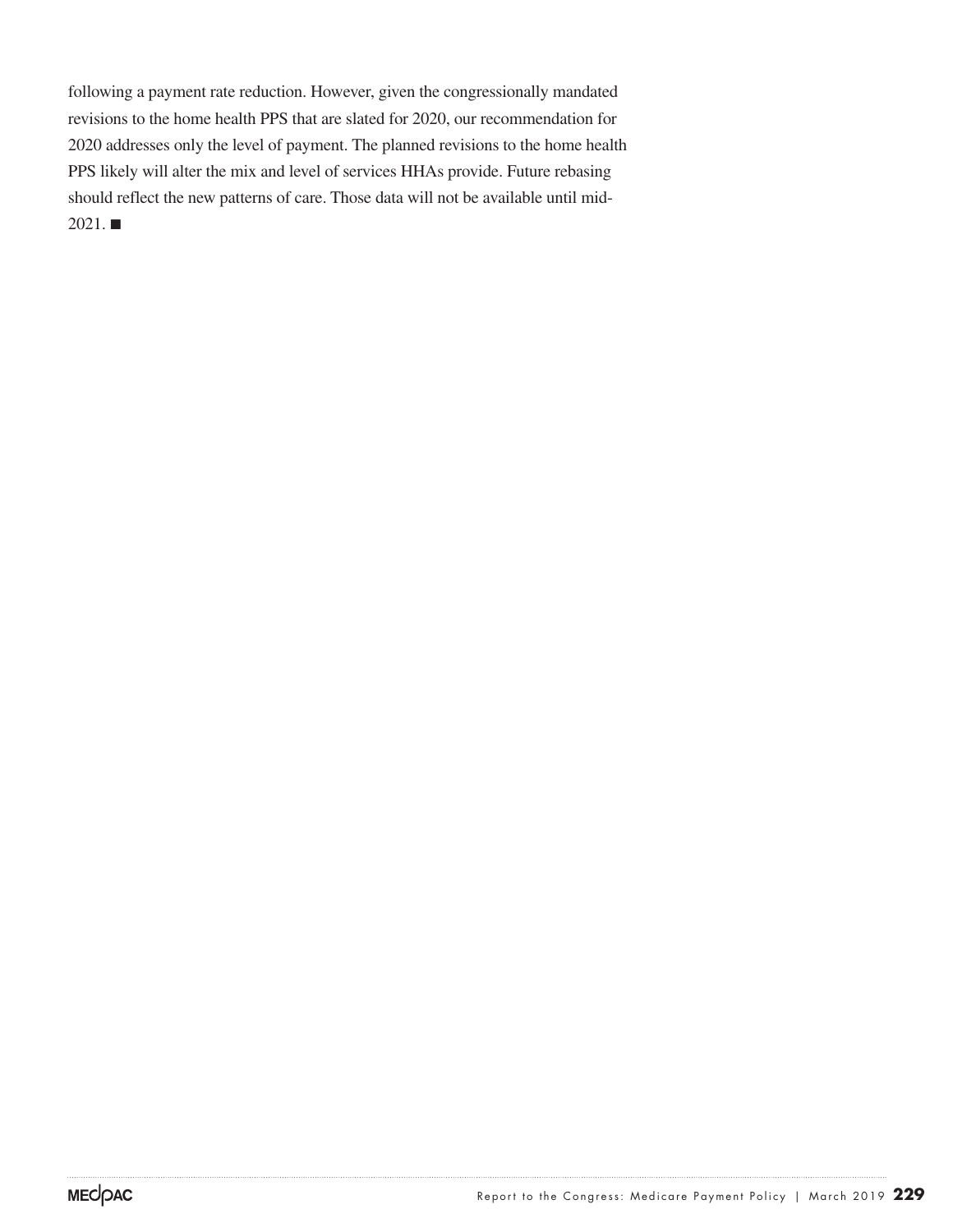following a payment rate reduction. However, given the congressionally mandated revisions to the home health PPS that are slated for 2020, our recommendation for 2020 addresses only the level of payment. The planned revisions to the home health PPS likely will alter the mix and level of services HHAs provide. Future rebasing should reflect the new patterns of care. Those data will not be available until mid-2021. ■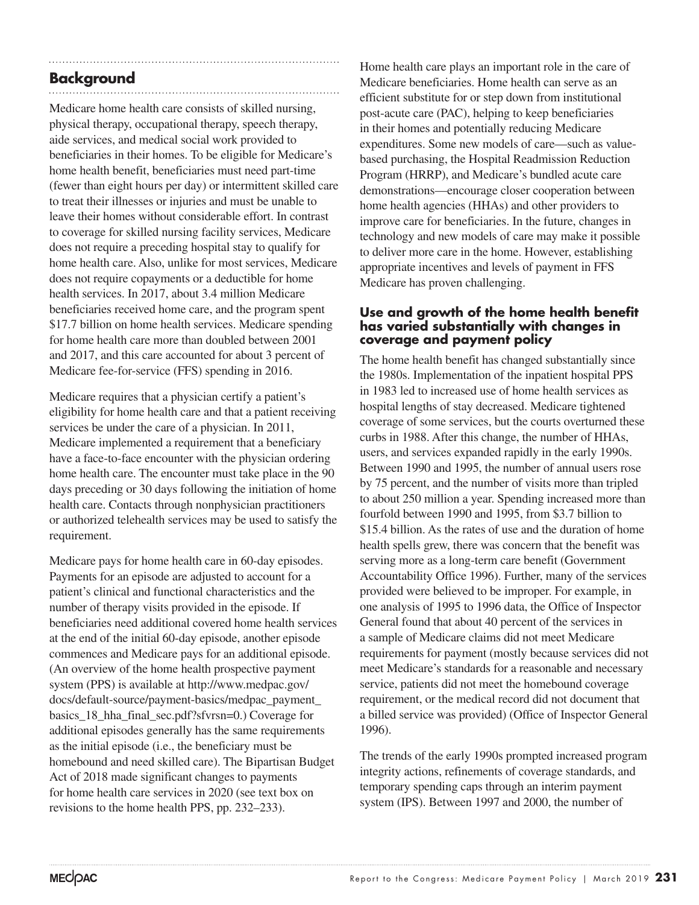## Background

Medicare home health care consists of skilled nursing, physical therapy, occupational therapy, speech therapy, aide services, and medical social work provided to beneficiaries in their homes. To be eligible for Medicare's home health benefit, beneficiaries must need part-time (fewer than eight hours per day) or intermittent skilled care to treat their illnesses or injuries and must be unable to leave their homes without considerable effort. In contrast to coverage for skilled nursing facility services, Medicare does not require a preceding hospital stay to qualify for home health care. Also, unlike for most services, Medicare does not require copayments or a deductible for home health services. In 2017, about 3.4 million Medicare beneficiaries received home care, and the program spent $17.7 billion on home health services. Medicare spending for home health care more than doubled between 2001 and 2017, and this care accounted for about 3 percent of Medicare fee-for-service (FFS) spending in 2016.

Medicare requires that a physician certify a patient's eligibility for home health care and that a patient receiving services be under the care of a physician. In 2011, Medicare implemented a requirement that a beneficiary have a face-to-face encounter with the physician ordering home health care. The encounter must take place in the 90 days preceding or 30 days following the initiation of home health care. Contacts through nonphysician practitioners or authorized telehealth services may be used to satisfy the requirement.

Medicare pays for home health care in 60-day episodes. Payments for an episode are adjusted to account for a patient's clinical and functional characteristics and the number of therapy visits provided in the episode. If beneficiaries need additional covered home health services at the end of the initial 60-day episode, another episode commences and Medicare pays for an additional episode. (An overview of the home health prospective payment system (PPS) is available at http://www.medpac.gov/docs/default-source/payment-basics/medpac_payment_basics_18_hha_final_sec.pdf?sfvrsn=0.) Coverage for additional episodes generally has the same requirements as the initial episode (i.e., the beneficiary must be homebound and need skilled care). The Bipartisan Budget Act of 2018 made significant changes to payments for home health care services in 2020 (see text box on revisions to the home health PPS, pp. 232–233).

Home health care plays an important role in the care of Medicare beneficiaries. Home health can serve as an efficient substitute for or step down from institutional post-acute care (PAC), helping to keep beneficiaries in their homes and potentially reducing Medicare expenditures. Some new models of care—such as value-based purchasing, the Hospital Readmission Reduction Program (HRRP), and Medicare's bundled acute care demonstrations—encourage closer cooperation between home health agencies (HHAs) and other providers to improve care for beneficiaries. In the future, changes in technology and new models of care may make it possible to deliver more care in the home. However, establishing appropriate incentives and levels of payment in FFS Medicare has proven challenging.

### Use and growth of the home health benefit has varied substantially with changes in coverage and payment policy

The home health benefit has changed substantially since the 1980s. Implementation of the inpatient hospital PPS in 1983 led to increased use of home health services as hospital lengths of stay decreased. Medicare tightened coverage of some services, but the courts overturned these curbs in 1988. After this change, the number of HHAs, users, and services expanded rapidly in the early 1990s. Between 1990 and 1995, the number of annual users rose by 75 percent, and the number of visits more than tripled to about 250 million a year. Spending increased more than fourfold between 1990 and 1995, from $3.7 billion to $15.4 billion. As the rates of use and the duration of home health spells grew, there was concern that the benefit was serving more as a long-term care benefit (Government Accountability Office 1996). Further, many of the services provided were believed to be improper. For example, in one analysis of 1995 to 1996 data, the Office of Inspector General found that about 40 percent of the services in a sample of Medicare claims did not meet Medicare requirements for payment (mostly because services did not meet Medicare's standards for a reasonable and necessary service, patients did not meet the homebound coverage requirement, or the medical record did not document that a billed service was provided) (Office of Inspector General 1996).

The trends of the early 1990s prompted increased program integrity actions, refinements of coverage standards, and temporary spending caps through an interim payment system (IPS). Between 1997 and 2000, the number of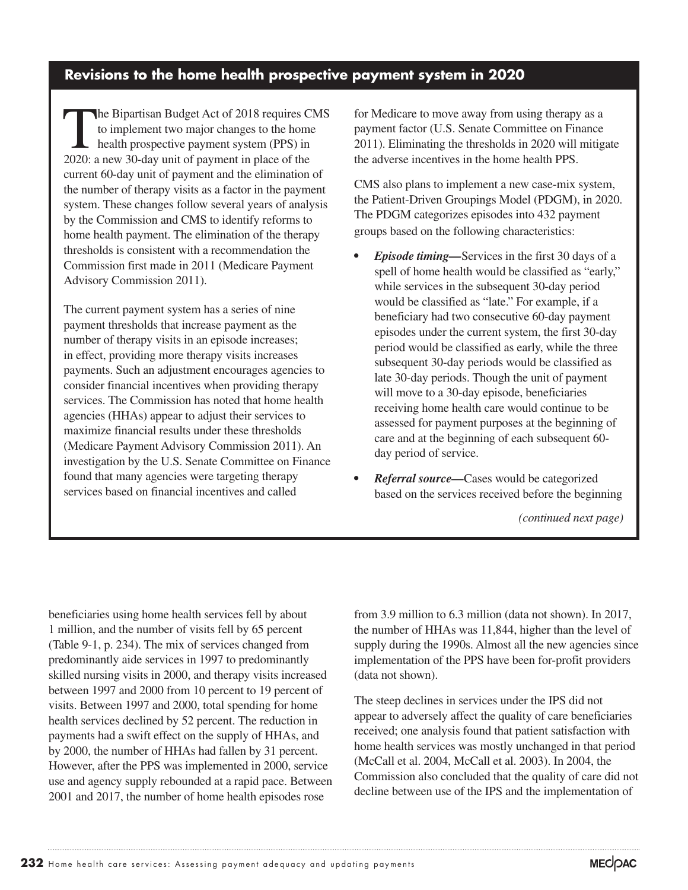## Revisions to the home health prospective payment system in 2020

The Bipartisan Budget Act of 2018 requires CMS to implement two major changes to the home health prospective payment system (PPS) in 2020: a new 30-day unit of payment in place of the current 60-day unit of payment and the elimination of the number of therapy visits as a factor in the payment system. These changes follow several years of analysis by the Commission and CMS to identify reforms to home health payment. The elimination of the therapy thresholds is consistent with a recommendation the Commission first made in 2011 (Medicare Payment Advisory Commission 2011).

The current payment system has a series of nine payment thresholds that increase payment as the number of therapy visits in an episode increases; in effect, providing more therapy visits increases payments. Such an adjustment encourages agencies to consider financial incentives when providing therapy services. The Commission has noted that home health agencies (HHAs) appear to adjust their services to maximize financial results under these thresholds (Medicare Payment Advisory Commission 2011). An investigation by the U.S. Senate Committee on Finance found that many agencies were targeting therapy services based on financial incentives and called for Medicare to move away from using therapy as a payment factor (U.S. Senate Committee on Finance 2011). Eliminating the thresholds in 2020 will mitigate the adverse incentives in the home health PPS.

CMS also plans to implement a new case-mix system, the Patient-Driven Groupings Model (PDGM), in 2020. The PDGM categorizes episodes into 432 payment groups based on the following characteristics:

- ***Episode timing—***Services in the first 30 days of a spell of home health would be classified as "early," while services in the subsequent 30-day period would be classified as "late." For example, if a beneficiary had two consecutive 60-day payment episodes under the current system, the first 30-day period would be classified as early, while the three subsequent 30-day periods would be classified as late 30-day periods. Though the unit of payment will move to a 30-day episode, beneficiaries receiving home health care would continue to be assessed for payment purposes at the beginning of care and at the beginning of each subsequent 60-day period of service.
- ***Referral source—***Cases would be categorized based on the services received before the beginning

*(continued next page)*

beneficiaries using home health services fell by about 1 million, and the number of visits fell by 65 percent (Table 9-1, p. 234). The mix of services changed from predominantly aide services in 1997 to predominantly skilled nursing visits in 2000, and therapy visits increased between 1997 and 2000 from 10 percent to 19 percent of visits. Between 1997 and 2000, total spending for home health services declined by 52 percent. The reduction in payments had a swift effect on the supply of HHAs, and by 2000, the number of HHAs had fallen by 31 percent. However, after the PPS was implemented in 2000, service use and agency supply rebounded at a rapid pace. Between 2001 and 2017, the number of home health episodes rose from 3.9 million to 6.3 million (data not shown). In 2017, the number of HHAs was 11,844, higher than the level of supply during the 1990s. Almost all the new agencies since implementation of the PPS have been for-profit providers (data not shown).

The steep declines in services under the IPS did not appear to adversely affect the quality of care beneficiaries received; one analysis found that patient satisfaction with home health services was mostly unchanged in that period (McCall et al. 2004, McCall et al. 2003). In 2004, the Commission also concluded that the quality of care did not decline between use of the IPS and the implementation of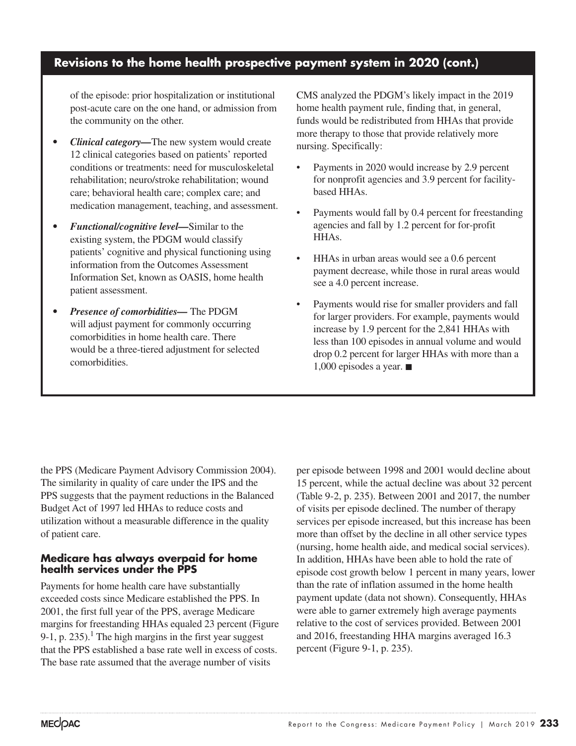## Revisions to the home health prospective payment system in 2020 (cont.)

of the episode: prior hospitalization or institutional post-acute care on the one hand, or admission from the community on the other.

- ***Clinical category—***The new system would create 12 clinical categories based on patients' reported conditions or treatments: need for musculoskeletal rehabilitation; neuro/stroke rehabilitation; wound care; behavioral health care; complex care; and medication management, teaching, and assessment.
- ***Functional/cognitive level—***Similar to the existing system, the PDGM would classify patients' cognitive and physical functioning using information from the Outcomes Assessment Information Set, known as OASIS, home health patient assessment.
- ***Presence of comorbidities—*** The PDGM will adjust payment for commonly occurring comorbidities in home health care. There would be a three-tiered adjustment for selected comorbidities.

CMS analyzed the PDGM's likely impact in the 2019 home health payment rule, finding that, in general, funds would be redistributed from HHAs that provide more therapy to those that provide relatively more nursing. Specifically:

- Payments in 2020 would increase by 2.9 percent for nonprofit agencies and 3.9 percent for facility-based HHAs.
- Payments would fall by 0.4 percent for freestanding agencies and fall by 1.2 percent for for-profit HHAs.
- HHAs in urban areas would see a 0.6 percent payment decrease, while those in rural areas would see a 4.0 percent increase.
- Payments would rise for smaller providers and fall for larger providers. For example, payments would increase by 1.9 percent for the 2,841 HHAs with less than 100 episodes in annual volume and would drop 0.2 percent for larger HHAs with more than a 1,000 episodes a year. ■

the PPS (Medicare Payment Advisory Commission 2004). The similarity in quality of care under the IPS and the PPS suggests that the payment reductions in the Balanced Budget Act of 1997 led HHAs to reduce costs and utilization without a measurable difference in the quality of patient care.

### Medicare has always overpaid for home health services under the PPS

Payments for home health care have substantially exceeded costs since Medicare established the PPS. In 2001, the first full year of the PPS, average Medicare margins for freestanding HHAs equaled 23 percent (Figure 9-1, p. 235).[1] The high margins in the first year suggest that the PPS established a base rate well in excess of costs. The base rate assumed that the average number of visits per episode between 1998 and 2001 would decline about 15 percent, while the actual decline was about 32 percent (Table 9-2, p. 235). Between 2001 and 2017, the number of visits per episode declined. The number of therapy services per episode increased, but this increase has been more than offset by the decline in all other service types (nursing, home health aide, and medical social services). In addition, HHAs have been able to hold the rate of episode cost growth below 1 percent in many years, lower than the rate of inflation assumed in the home health payment update (data not shown). Consequently, HHAs were able to garner extremely high average payments relative to the cost of services provided. Between 2001 and 2016, freestanding HHA margins averaged 16.3 percent (Figure 9-1, p. 235).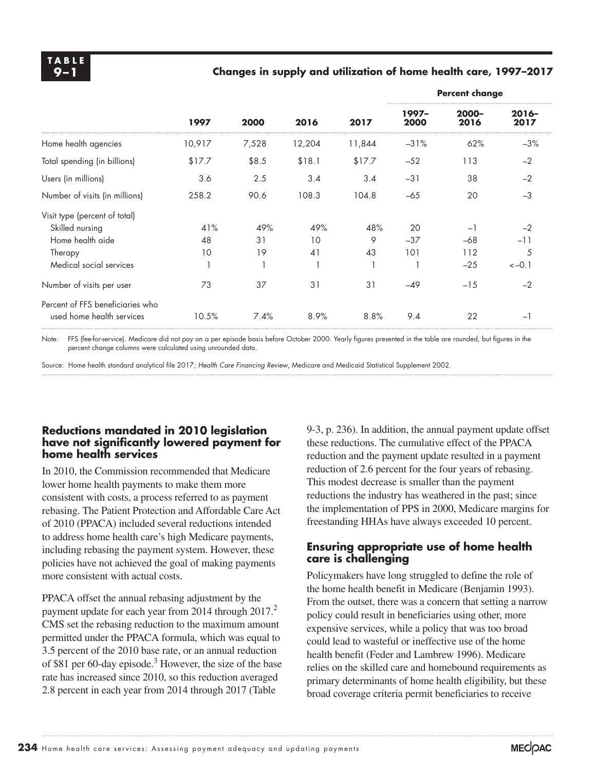**TABLE 9–1**

**Changes in supply and utilization of home health care, 1997–2017**

| | 1997 | 2000 | 2016 | 2017 | Percent change | | |
|---|---|---|---|---|---|---|---|
| | | | | | 1997–2000 | 2000–2016 | 2016–2017 |
| Home health agencies | 10,917 | 7,528 | 12,204 | 11,844 | –31% | 62% | –3% |
| Total spending (in billions) | $17.7 | $8.5 | $18.1 | $17.7 | –52 | 113 | –2 |
| Users (in millions) | 3.6 | 2.5 | 3.4 | 3.4 | –31 | 38 | –2 |
| Number of visits (in millions) | 258.2 | 90.6 | 108.3 | 104.8 | –65 | 20 | –3 |
| Visit type (percent of total) | | | | | | | |
| Skilled nursing | 41% | 49% | 49% | 48% | 20 | –1 | –2 |
| Home health aide | 48 | 31 | 10 | 9 | –37 | –68 | –11 |
| Therapy | 10 | 19 | 41 | 43 | 101 | 112 | 5 |
| Medical social services | 1 | 1 | 1 | 1 | 1 | –25 | <–0.1 |
| Number of visits per user | 73 | 37 | 31 | 31 | –49 | –15 | –2 |
| Percent of FFS beneficiaries who used home health services | 10.5% | 7.4% | 8.9% | 8.8% | 9.4 | 22 | –1 |

Note: FFS (fee-for-service). Medicare did not pay on a per episode basis before October 2000. Yearly figures presented in the table are rounded, but figures in the percent change columns were calculated using unrounded data.

Source: Home health standard analytical file 2017; *Health Care Financing Review*, Medicare and Medicaid Statistical Supplement 2002.

## Reductions mandated in 2010 legislation have not significantly lowered payment for home health services

In 2010, the Commission recommended that Medicare lower home health payments to make them more consistent with costs, a process referred to as payment rebasing. The Patient Protection and Affordable Care Act of 2010 (PPACA) included several reductions intended to address home health care's high Medicare payments, including rebasing the payment system. However, these policies have not achieved the goal of making payments more consistent with actual costs.

PPACA offset the annual rebasing adjustment by the payment update for each year from 2014 through 2017.[2] CMS set the rebasing reduction to the maximum amount permitted under the PPACA formula, which was equal to 3.5 percent of the 2010 base rate, or an annual reduction of $81 per 60-day episode.[3] However, the size of the base rate has increased since 2010, so this reduction averaged 2.8 percent in each year from 2014 through 2017 (Table 9-3, p. 236). In addition, the annual payment update offset these reductions. The cumulative effect of the PPACA reduction and the payment update resulted in a payment reduction of 2.6 percent for the four years of rebasing. This modest decrease is smaller than the payment reductions the industry has weathered in the past; since the implementation of PPS in 2000, Medicare margins for freestanding HHAs have always exceeded 10 percent.

## Ensuring appropriate use of home health care is challenging

Policymakers have long struggled to define the role of the home health benefit in Medicare (Benjamin 1993). From the outset, there was a concern that setting a narrow policy could result in beneficiaries using other, more expensive services, while a policy that was too broad could lead to wasteful or ineffective use of the home health benefit (Feder and Lambrew 1996). Medicare relies on the skilled care and homebound requirements as primary determinants of home health eligibility, but these broad coverage criteria permit beneficiaries to receive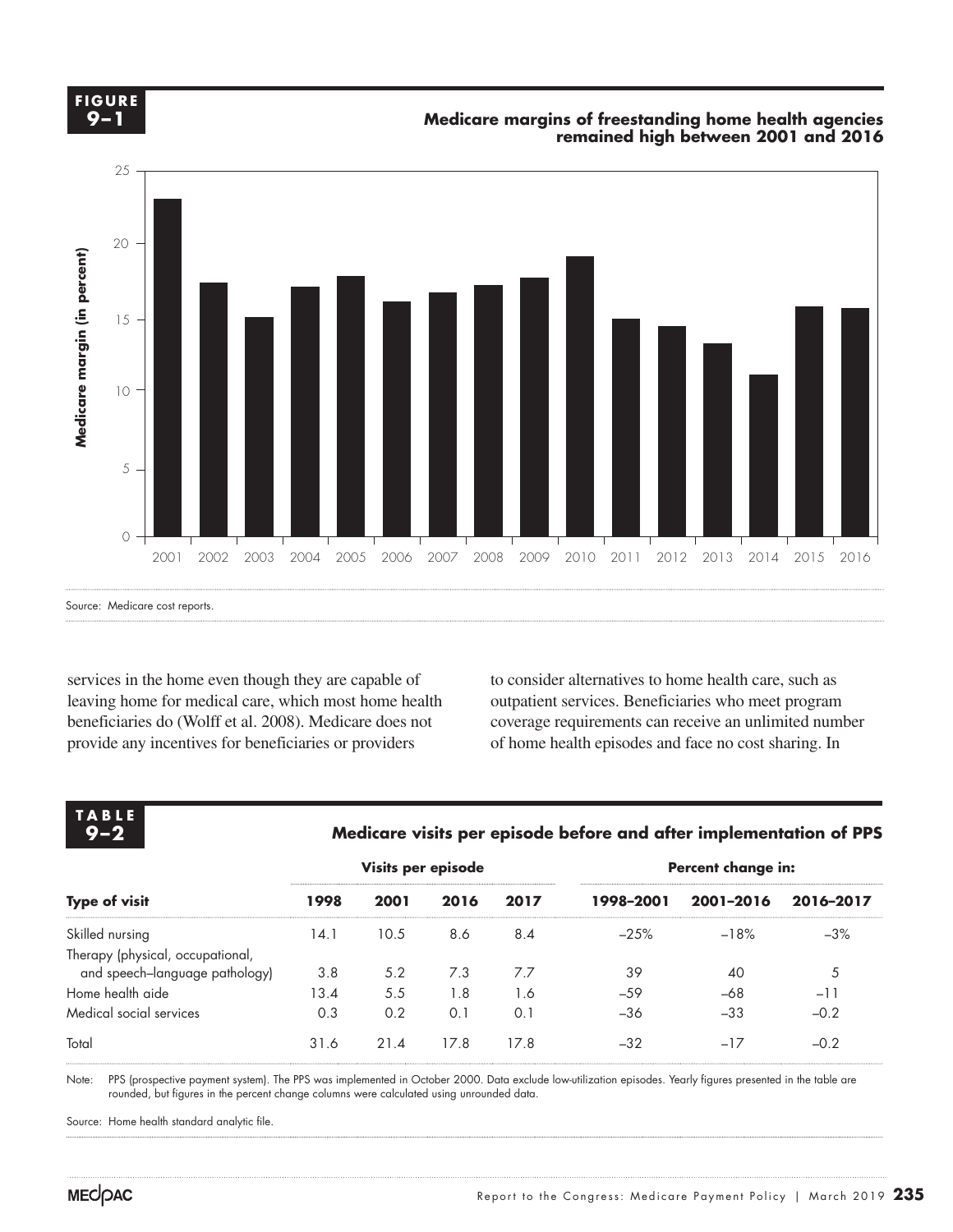**FIGURE 9–1**

**Medicare margins of freestanding home health agencies remained high between 2001 and 2016**

Source: Medicare cost reports.

services in the home even though they are capable of leaving home for medical care, which most home health beneficiaries do (Wolff et al. 2008). Medicare does not provide any incentives for beneficiaries or providers to consider alternatives to home health care, such as outpatient services. Beneficiaries who meet program coverage requirements can receive an unlimited number of home health episodes and face no cost sharing. In

**TABLE 9–2**

**Medicare visits per episode before and after implementation of PPS**

| | Visits per episode | | | | Percent change in: | | |
|---|---|---|---|---|---|---|---|
| **Type of visit** | **1998** | **2001** | **2016** | **2017** | **1998–2001** | **2001–2016** | **2016–2017** |
| Skilled nursing | 14.1 | 10.5 | 8.6 | 8.4 | –25% | –18% | –3% |
| Therapy (physical, occupational, and speech–language pathology) | 3.8 | 5.2 | 7.3 | 7.7 | 39 | 40 | 5 |
| Home health aide | 13.4 | 5.5 | 1.8 | 1.6 | –59 | –68 | –11 |
| Medical social services | 0.3 | 0.2 | 0.1 | 0.1 | –36 | –33 | –0.2 |
| Total | 31.6 | 21.4 | 17.8 | 17.8 | –32 | –17 | –0.2 |

Note: PPS (prospective payment system). The PPS was implemented in October 2000. Data exclude low-utilization episodes. Yearly figures presented in the table are rounded, but figures in the percent change columns were calculated using unrounded data.

Source: Home health standard analytic file.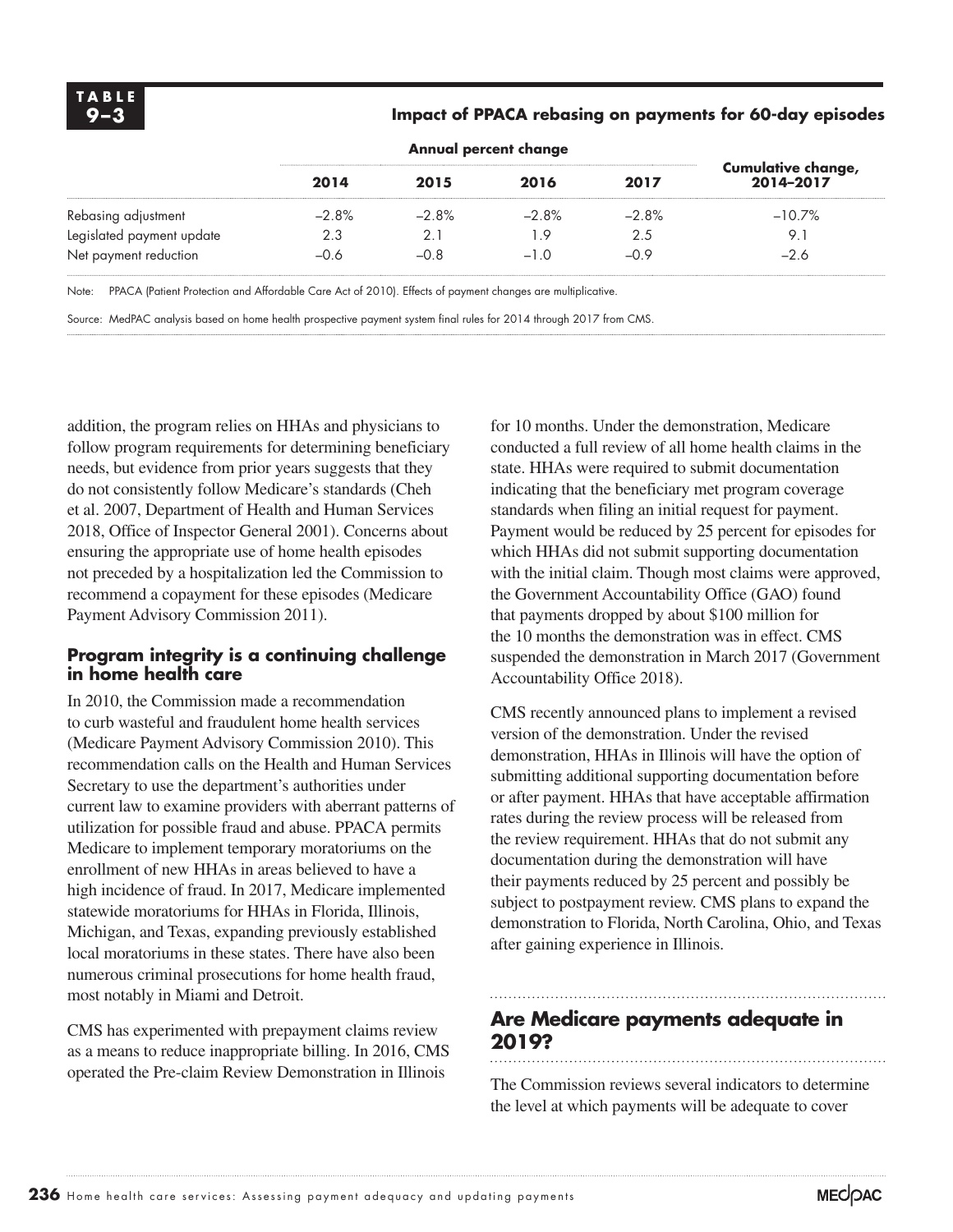**TABLE 9–3**

**Impact of PPACA rebasing on payments for 60-day episodes**

| | Annual percent change | | | | Cumulative change, 2014–2017 |
|---|---|---|---|---|---|
| | **2014** | **2015** | **2016** | **2017** | |
| Rebasing adjustment | –2.8% | –2.8% | –2.8% | –2.8% | –10.7% |
| Legislated payment update | 2.3 | 2.1 | 1.9 | 2.5 | 9.1 |
| Net payment reduction | –0.6 | –0.8 | –1.0 | –0.9 | –2.6 |

Note: PPACA (Patient Protection and Affordable Care Act of 2010). Effects of payment changes are multiplicative.

Source: MedPAC analysis based on home health prospective payment system final rules for 2014 through 2017 from CMS.

addition, the program relies on HHAs and physicians to follow program requirements for determining beneficiary needs, but evidence from prior years suggests that they do not consistently follow Medicare's standards (Cheh et al. 2007, Department of Health and Human Services 2018, Office of Inspector General 2001). Concerns about ensuring the appropriate use of home health episodes not preceded by a hospitalization led the Commission to recommend a copayment for these episodes (Medicare Payment Advisory Commission 2011).

### Program integrity is a continuing challenge in home health care

In 2010, the Commission made a recommendation to curb wasteful and fraudulent home health services (Medicare Payment Advisory Commission 2010). This recommendation calls on the Health and Human Services Secretary to use the department's authorities under current law to examine providers with aberrant patterns of utilization for possible fraud and abuse. PPACA permits Medicare to implement temporary moratoriums on the enrollment of new HHAs in areas believed to have a high incidence of fraud. In 2017, Medicare implemented statewide moratoriums for HHAs in Florida, Illinois, Michigan, and Texas, expanding previously established local moratoriums in these states. There have also been numerous criminal prosecutions for home health fraud, most notably in Miami and Detroit.

CMS has experimented with prepayment claims review as a means to reduce inappropriate billing. In 2016, CMS operated the Pre-claim Review Demonstration in Illinois for 10 months. Under the demonstration, Medicare conducted a full review of all home health claims in the state. HHAs were required to submit documentation indicating that the beneficiary met program coverage standards when filing an initial request for payment. Payment would be reduced by 25 percent for episodes for which HHAs did not submit supporting documentation with the initial claim. Though most claims were approved, the Government Accountability Office (GAO) found that payments dropped by about $100 million for the 10 months the demonstration was in effect. CMS suspended the demonstration in March 2017 (Government Accountability Office 2018).

CMS recently announced plans to implement a revised version of the demonstration. Under the revised demonstration, HHAs in Illinois will have the option of submitting additional supporting documentation before or after payment. HHAs that have acceptable affirmation rates during the review process will be released from the review requirement. HHAs that do not submit any documentation during the demonstration will have their payments reduced by 25 percent and possibly be subject to postpayment review. CMS plans to expand the demonstration to Florida, North Carolina, Ohio, and Texas after gaining experience in Illinois.

## Are Medicare payments adequate in 2019?

The Commission reviews several indicators to determine the level at which payments will be adequate to cover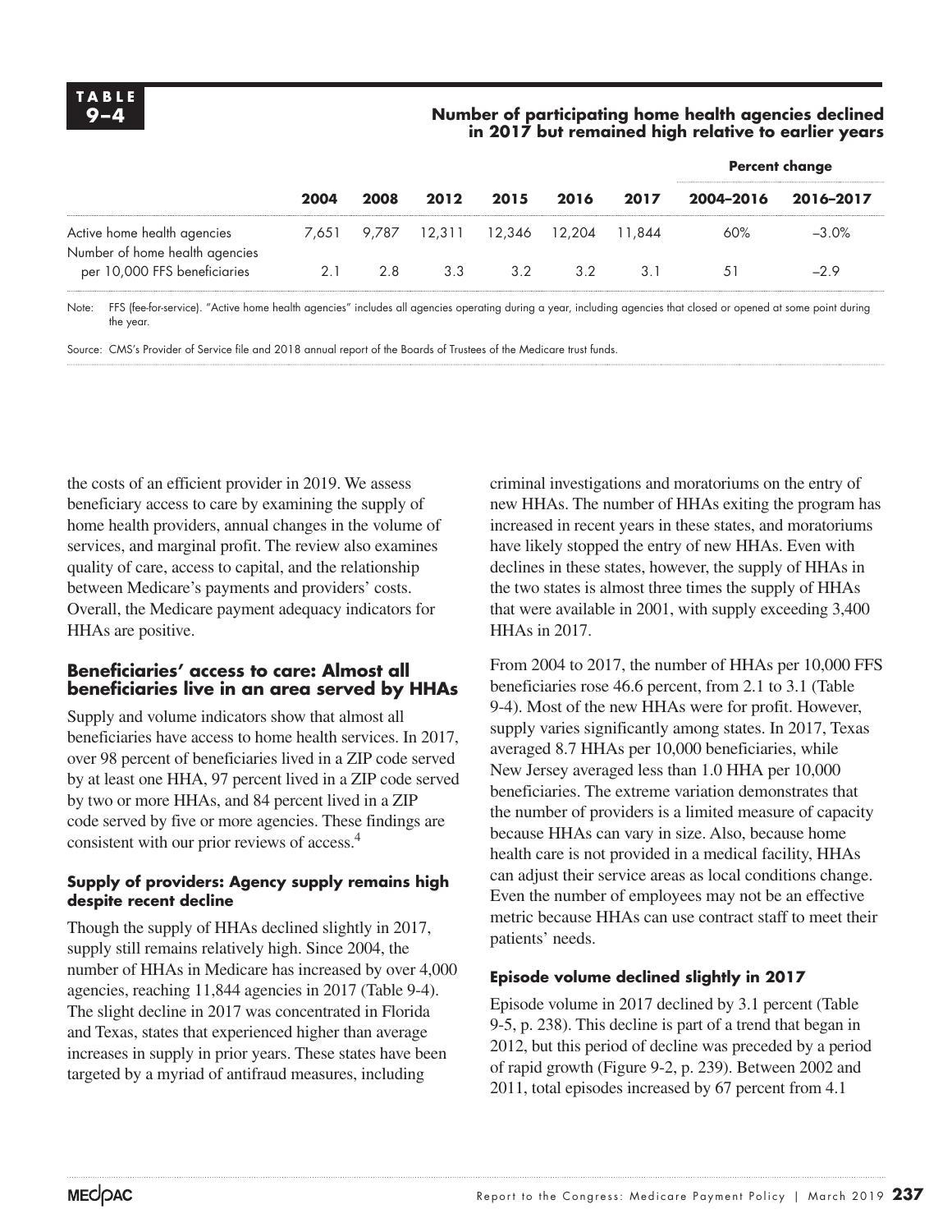**TABLE 9–4**

**Number of participating home health agencies declined in 2017 but remained high relative to earlier years**

| | 2004 | 2008 | 2012 | 2015 | 2016 | 2017 | Percent change 2004–2016 | Percent change 2016–2017 |
|---|---|---|---|---|---|---|---|---|
| Active home health agencies | 7,651 | 9,787 | 12,311 | 12,346 | 12,204 | 11,844 | 60% | –3.0% |
| Number of home health agencies per 10,000 FFS beneficiaries | 2.1 | 2.8 | 3.3 | 3.2 | 3.2 | 3.1 | 51 | –2.9 |

Note: FFS (fee-for-service). "Active home health agencies" includes all agencies operating during a year, including agencies that closed or opened at some point during the year.

Source: CMS's Provider of Service file and 2018 annual report of the Boards of Trustees of the Medicare trust funds.

the costs of an efficient provider in 2019. We assess beneficiary access to care by examining the supply of home health providers, annual changes in the volume of services, and marginal profit. The review also examines quality of care, access to capital, and the relationship between Medicare's payments and providers' costs. Overall, the Medicare payment adequacy indicators for HHAs are positive.

## Beneficiaries' access to care: Almost all beneficiaries live in an area served by HHAs

Supply and volume indicators show that almost all beneficiaries have access to home health services. In 2017, over 98 percent of beneficiaries lived in a ZIP code served by at least one HHA, 97 percent lived in a ZIP code served by two or more HHAs, and 84 percent lived in a ZIP code served by five or more agencies. These findings are consistent with our prior reviews of access.[4]

### Supply of providers: Agency supply remains high despite recent decline

Though the supply of HHAs declined slightly in 2017, supply still remains relatively high. Since 2004, the number of HHAs in Medicare has increased by over 4,000 agencies, reaching 11,844 agencies in 2017 (Table 9-4). The slight decline in 2017 was concentrated in Florida and Texas, states that experienced higher than average increases in supply in prior years. These states have been targeted by a myriad of antifraud measures, including criminal investigations and moratoriums on the entry of new HHAs. The number of HHAs exiting the program has increased in recent years in these states, and moratoriums have likely stopped the entry of new HHAs. Even with declines in these states, however, the supply of HHAs in the two states is almost three times the supply of HHAs that were available in 2001, with supply exceeding 3,400 HHAs in 2017.

From 2004 to 2017, the number of HHAs per 10,000 FFS beneficiaries rose 46.6 percent, from 2.1 to 3.1 (Table 9-4). Most of the new HHAs were for profit. However, supply varies significantly among states. In 2017, Texas averaged 8.7 HHAs per 10,000 beneficiaries, while New Jersey averaged less than 1.0 HHA per 10,000 beneficiaries. The extreme variation demonstrates that the number of providers is a limited measure of capacity because HHAs can vary in size. Also, because home health care is not provided in a medical facility, HHAs can adjust their service areas as local conditions change. Even the number of employees may not be an effective metric because HHAs can use contract staff to meet their patients' needs.

### Episode volume declined slightly in 2017

Episode volume in 2017 declined by 3.1 percent (Table 9-5, p. 238). This decline is part of a trend that began in 2012, but this period of decline was preceded by a period of rapid growth (Figure 9-2, p. 239). Between 2002 and 2011, total episodes increased by 67 percent from 4.1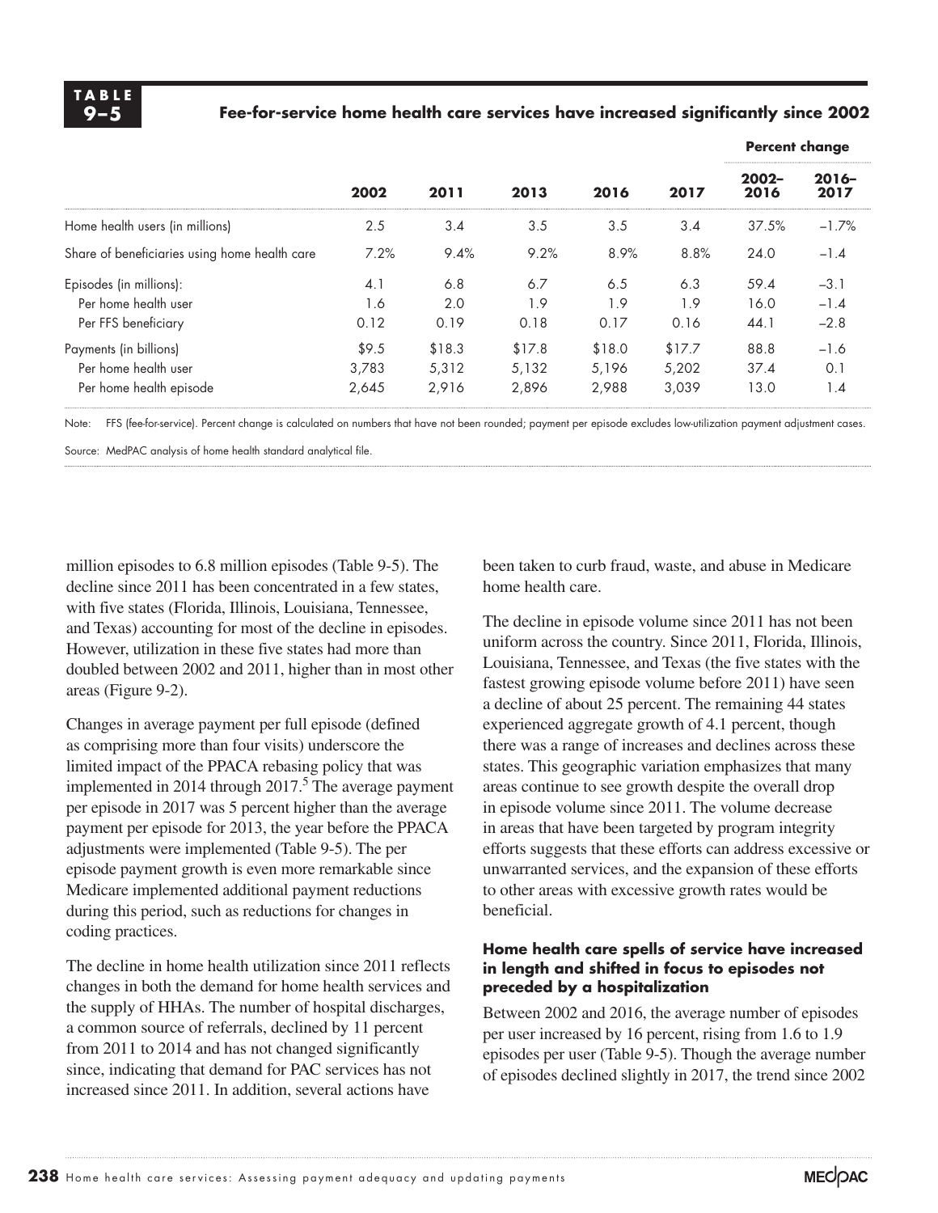**TABLE 9–5**

**Fee-for-service home health care services have increased significantly since 2002**

| | 2002 | 2011 | 2013 | 2016 | 2017 | Percent change 2002–2016 | Percent change 2016–2017 |
|---|---|---|---|---|---|---|---|
| Home health users (in millions) | 2.5 | 3.4 | 3.5 | 3.5 | 3.4 | 37.5% | –1.7% |
| Share of beneficiaries using home health care | 7.2% | 9.4% | 9.2% | 8.9% | 8.8% | 24.0 | –1.4 |
| Episodes (in millions): | 4.1 | 6.8 | 6.7 | 6.5 | 6.3 | 59.4 | –3.1 |
| Per home health user | 1.6 | 2.0 | 1.9 | 1.9 | 1.9 | 16.0 | –1.4 |
| Per FFS beneficiary | 0.12 | 0.19 | 0.18 | 0.17 | 0.16 | 44.1 | –2.8 |
| Payments (in billions) | $9.5 | $18.3 | $17.8 | $18.0 | $17.7 | 88.8 | –1.6 |
| Per home health user | 3,783 | 5,312 | 5,132 | 5,196 | 5,202 | 37.4 | 0.1 |
| Per home health episode | 2,645 | 2,916 | 2,896 | 2,988 | 3,039 | 13.0 | 1.4 |

Note: FFS (fee-for-service). Percent change is calculated on numbers that have not been rounded; payment per episode excludes low-utilization payment adjustment cases.

Source: MedPAC analysis of home health standard analytical file.

million episodes to 6.8 million episodes (Table 9-5). The decline since 2011 has been concentrated in a few states, with five states (Florida, Illinois, Louisiana, Tennessee, and Texas) accounting for most of the decline in episodes. However, utilization in these five states had more than doubled between 2002 and 2011, higher than in most other areas (Figure 9-2).

Changes in average payment per full episode (defined as comprising more than four visits) underscore the limited impact of the PPACA rebasing policy that was implemented in 2014 through 2017.[5] The average payment per episode in 2017 was 5 percent higher than the average payment per episode for 2013, the year before the PPACA adjustments were implemented (Table 9-5). The per episode payment growth is even more remarkable since Medicare implemented additional payment reductions during this period, such as reductions for changes in coding practices.

The decline in home health utilization since 2011 reflects changes in both the demand for home health services and the supply of HHAs. The number of hospital discharges, a common source of referrals, declined by 11 percent from 2011 to 2014 and has not changed significantly since, indicating that demand for PAC services has not increased since 2011. In addition, several actions have been taken to curb fraud, waste, and abuse in Medicare home health care.

The decline in episode volume since 2011 has not been uniform across the country. Since 2011, Florida, Illinois, Louisiana, Tennessee, and Texas (the five states with the fastest growing episode volume before 2011) have seen a decline of about 25 percent. The remaining 44 states experienced aggregate growth of 4.1 percent, though there was a range of increases and declines across these states. This geographic variation emphasizes that many areas continue to see growth despite the overall drop in episode volume since 2011. The volume decrease in areas that have been targeted by program integrity efforts suggests that these efforts can address excessive or unwarranted services, and the expansion of these efforts to other areas with excessive growth rates would be beneficial.

### Home health care spells of service have increased in length and shifted in focus to episodes not preceded by a hospitalization

Between 2002 and 2016, the average number of episodes per user increased by 16 percent, rising from 1.6 to 1.9 episodes per user (Table 9-5). Though the average number of episodes declined slightly in 2017, the trend since 2002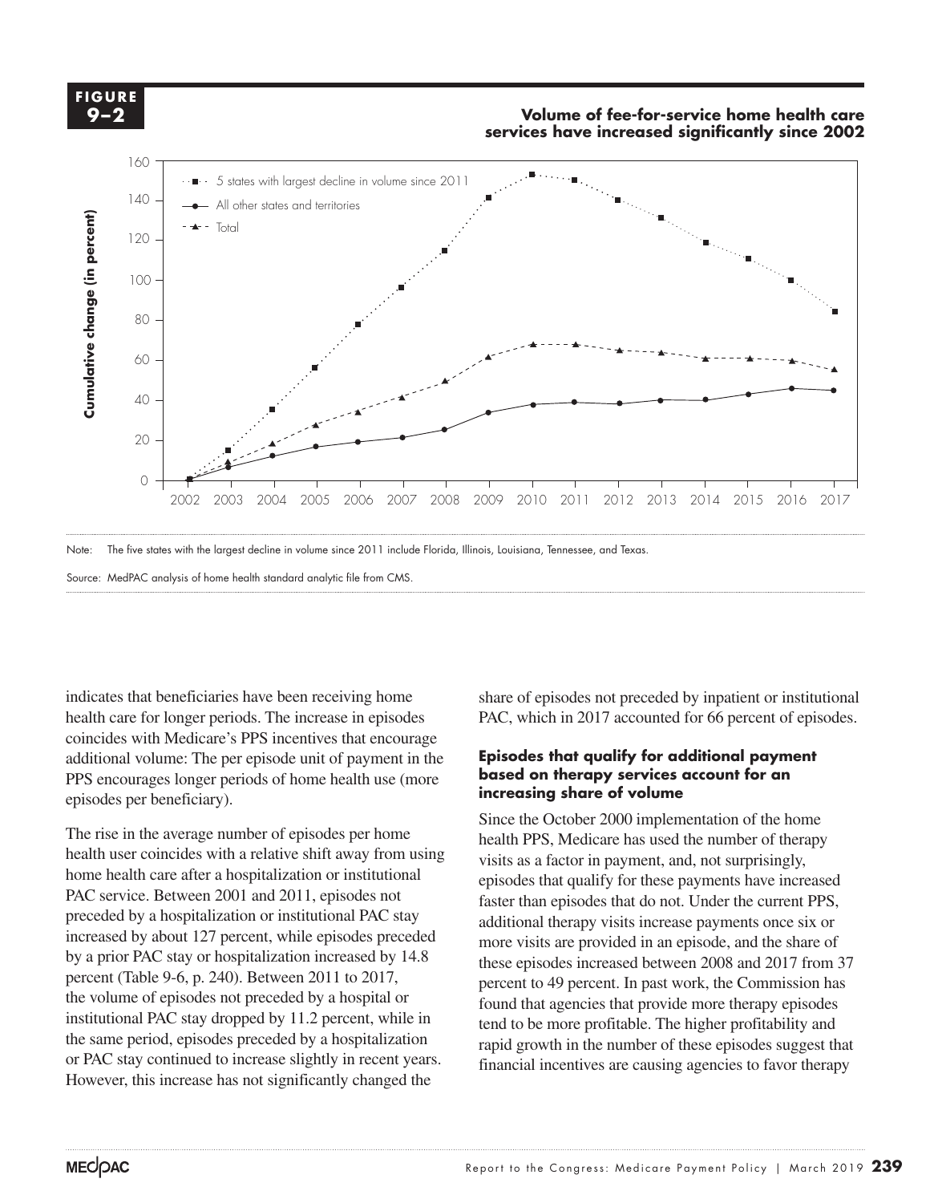**FIGURE 9–2**

**Volume of fee-for-service home health care services have increased significantly since 2002**

Note: The five states with the largest decline in volume since 2011 include Florida, Illinois, Louisiana, Tennessee, and Texas.

Source: MedPAC analysis of home health standard analytic file from CMS.

indicates that beneficiaries have been receiving home health care for longer periods. The increase in episodes coincides with Medicare's PPS incentives that encourage additional volume: The per episode unit of payment in the PPS encourages longer periods of home health use (more episodes per beneficiary).

The rise in the average number of episodes per home health user coincides with a relative shift away from using home health care after a hospitalization or institutional PAC service. Between 2001 and 2011, episodes not preceded by a hospitalization or institutional PAC stay increased by about 127 percent, while episodes preceded by a prior PAC stay or hospitalization increased by 14.8 percent (Table 9-6, p. 240). Between 2011 to 2017, the volume of episodes not preceded by a hospital or institutional PAC stay dropped by 11.2 percent, while in the same period, episodes preceded by a hospitalization or PAC stay continued to increase slightly in recent years. However, this increase has not significantly changed the share of episodes not preceded by inpatient or institutional PAC, which in 2017 accounted for 66 percent of episodes.

### Episodes that qualify for additional payment based on therapy services account for an increasing share of volume

Since the October 2000 implementation of the home health PPS, Medicare has used the number of therapy visits as a factor in payment, and, not surprisingly, episodes that qualify for these payments have increased faster than episodes that do not. Under the current PPS, additional therapy visits increase payments once six or more visits are provided in an episode, and the share of these episodes increased between 2008 and 2017 from 37 percent to 49 percent. In past work, the Commission has found that agencies that provide more therapy episodes tend to be more profitable. The higher profitability and rapid growth in the number of these episodes suggest that financial incentives are causing agencies to favor therapy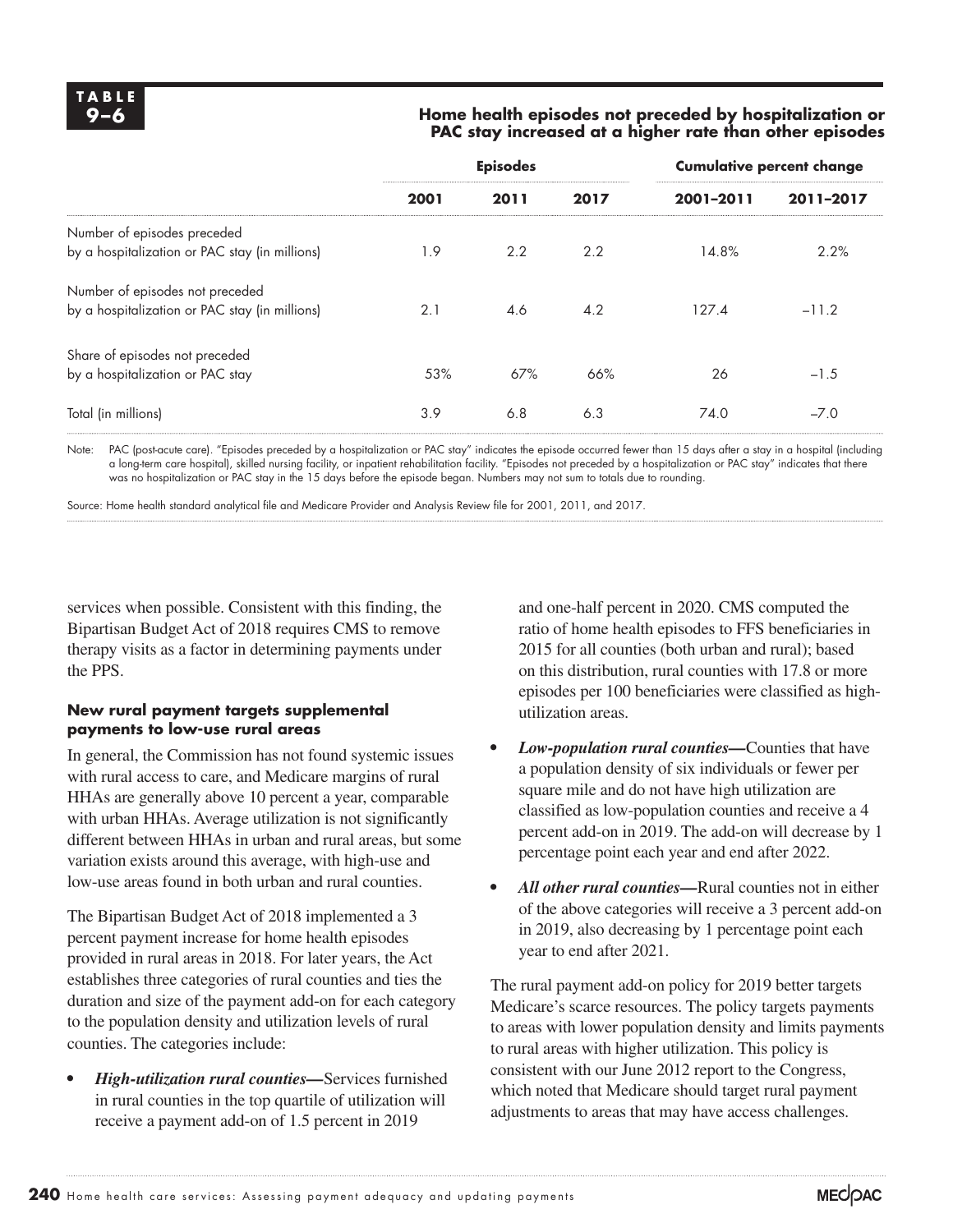**TABLE 9–6**

**Home health episodes not preceded by hospitalization or PAC stay increased at a higher rate than other episodes**

| | Episodes | | | Cumulative percent change | |
|---|---|---|---|---|---|
| | **2001** | **2011** | **2017** | **2001–2011** | **2011–2017** |
| Number of episodes preceded by a hospitalization or PAC stay (in millions) | 1.9 | 2.2 | 2.2 | 14.8% | 2.2% |
| Number of episodes not preceded by a hospitalization or PAC stay (in millions) | 2.1 | 4.6 | 4.2 | 127.4 | –11.2 |
| Share of episodes not preceded by a hospitalization or PAC stay | 53% | 67% | 66% | 26 | –1.5 |
| Total (in millions) | 3.9 | 6.8 | 6.3 | 74.0 | –7.0 |

Note: PAC (post-acute care). "Episodes preceded by a hospitalization or PAC stay" indicates the episode occurred fewer than 15 days after a stay in a hospital (including a long-term care hospital), skilled nursing facility, or inpatient rehabilitation facility. "Episodes not preceded by a hospitalization or PAC stay" indicates that there was no hospitalization or PAC stay in the 15 days before the episode began. Numbers may not sum to totals due to rounding.

Source: Home health standard analytical file and Medicare Provider and Analysis Review file for 2001, 2011, and 2017.

services when possible. Consistent with this finding, the Bipartisan Budget Act of 2018 requires CMS to remove therapy visits as a factor in determining payments under the PPS.

### New rural payment targets supplemental payments to low-use rural areas

In general, the Commission has not found systemic issues with rural access to care, and Medicare margins of rural HHAs are generally above 10 percent a year, comparable with urban HHAs. Average utilization is not significantly different between HHAs in urban and rural areas, but some variation exists around this average, with high-use and low-use areas found in both urban and rural counties.

The Bipartisan Budget Act of 2018 implemented a 3 percent payment increase for home health episodes provided in rural areas in 2018. For later years, the Act establishes three categories of rural counties and ties the duration and size of the payment add-on for each category to the population density and utilization levels of rural counties. The categories include:

- ***High-utilization rural counties—***Services furnished in rural counties in the top quartile of utilization will receive a payment add-on of 1.5 percent in 2019 and one-half percent in 2020. CMS computed the ratio of home health episodes to FFS beneficiaries in 2015 for all counties (both urban and rural); based on this distribution, rural counties with 17.8 or more episodes per 100 beneficiaries were classified as high-utilization areas.
- ***Low-population rural counties—***Counties that have a population density of six individuals or fewer per square mile and do not have high utilization are classified as low-population counties and receive a 4 percent add-on in 2019. The add-on will decrease by 1 percentage point each year and end after 2022.
- ***All other rural counties—***Rural counties not in either of the above categories will receive a 3 percent add-on in 2019, also decreasing by 1 percentage point each year to end after 2021.

The rural payment add-on policy for 2019 better targets Medicare's scarce resources. The policy targets payments to areas with lower population density and limits payments to rural areas with higher utilization. This policy is consistent with our June 2012 report to the Congress, which noted that Medicare should target rural payment adjustments to areas that may have access challenges.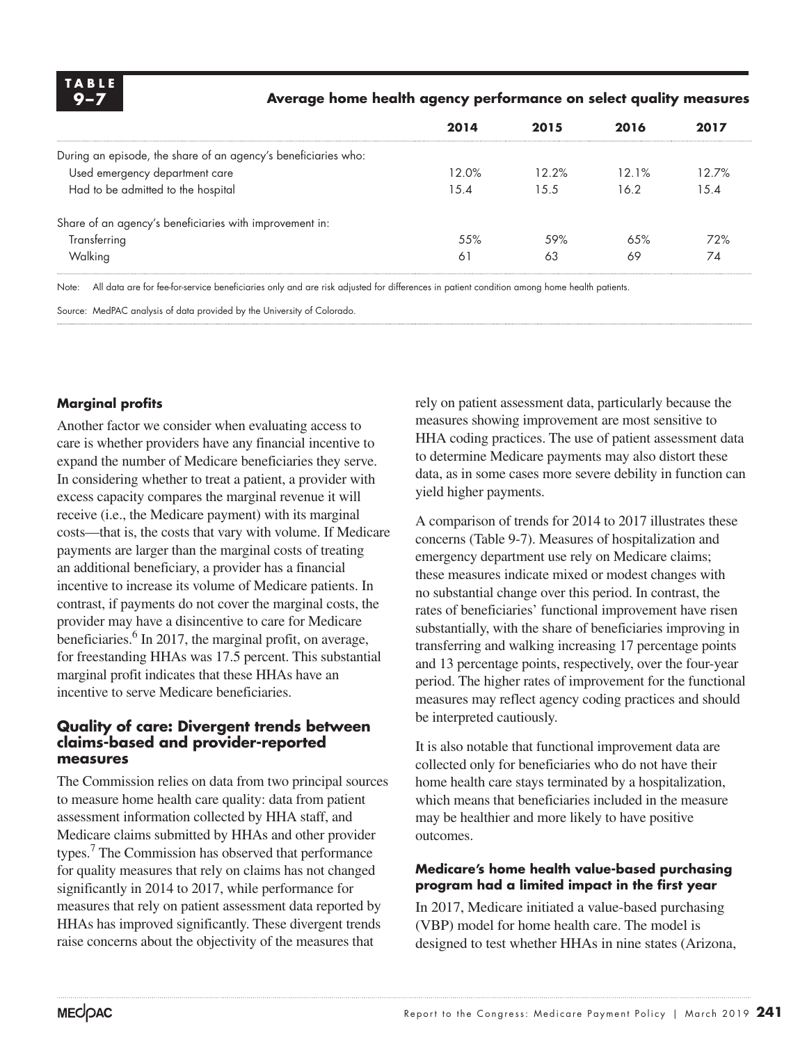**TABLE 9–7**

**Average home health agency performance on select quality measures**

| | 2014 | 2015 | 2016 | 2017 |
|---|---|---|---|---|
| During an episode, the share of an agency's beneficiaries who: | | | | |
| Used emergency department care | 12.0% | 12.2% | 12.1% | 12.7% |
| Had to be admitted to the hospital | 15.4 | 15.5 | 16.2 | 15.4 |
| Share of an agency's beneficiaries with improvement in: | | | | |
| Transferring | 55% | 59% | 65% | 72% |
| Walking | 61 | 63 | 69 | 74 |

Note: All data are for fee-for-service beneficiaries only and are risk adjusted for differences in patient condition among home health patients.

Source: MedPAC analysis of data provided by the University of Colorado.

#### Marginal profits

Another factor we consider when evaluating access to care is whether providers have any financial incentive to expand the number of Medicare beneficiaries they serve. In considering whether to treat a patient, a provider with excess capacity compares the marginal revenue it will receive (i.e., the Medicare payment) with its marginal costs—that is, the costs that vary with volume. If Medicare payments are larger than the marginal costs of treating an additional beneficiary, a provider has a financial incentive to increase its volume of Medicare patients. In contrast, if payments do not cover the marginal costs, the provider may have a disincentive to care for Medicare beneficiaries.[6] In 2017, the marginal profit, on average, for freestanding HHAs was 17.5 percent. This substantial marginal profit indicates that these HHAs have an incentive to serve Medicare beneficiaries.

### Quality of care: Divergent trends between claims-based and provider-reported measures

The Commission relies on data from two principal sources to measure home health care quality: data from patient assessment information collected by HHA staff, and Medicare claims submitted by HHAs and other provider types.[7] The Commission has observed that performance for quality measures that rely on claims has not changed significantly in 2014 to 2017, while performance for measures that rely on patient assessment data reported by HHAs has improved significantly. These divergent trends raise concerns about the objectivity of the measures that rely on patient assessment data, particularly because the measures showing improvement are most sensitive to HHA coding practices. The use of patient assessment data to determine Medicare payments may also distort these data, as in some cases more severe debility in function can yield higher payments.

A comparison of trends for 2014 to 2017 illustrates these concerns (Table 9-7). Measures of hospitalization and emergency department use rely on Medicare claims; these measures indicate mixed or modest changes with no substantial change over this period. In contrast, the rates of beneficiaries' functional improvement have risen substantially, with the share of beneficiaries improving in transferring and walking increasing 17 percentage points and 13 percentage points, respectively, over the four-year period. The higher rates of improvement for the functional measures may reflect agency coding practices and should be interpreted cautiously.

It is also notable that functional improvement data are collected only for beneficiaries who do not have their home health care stays terminated by a hospitalization, which means that beneficiaries included in the measure may be healthier and more likely to have positive outcomes.

#### Medicare's home health value-based purchasing program had a limited impact in the first year

In 2017, Medicare initiated a value-based purchasing (VBP) model for home health care. The model is designed to test whether HHAs in nine states (Arizona,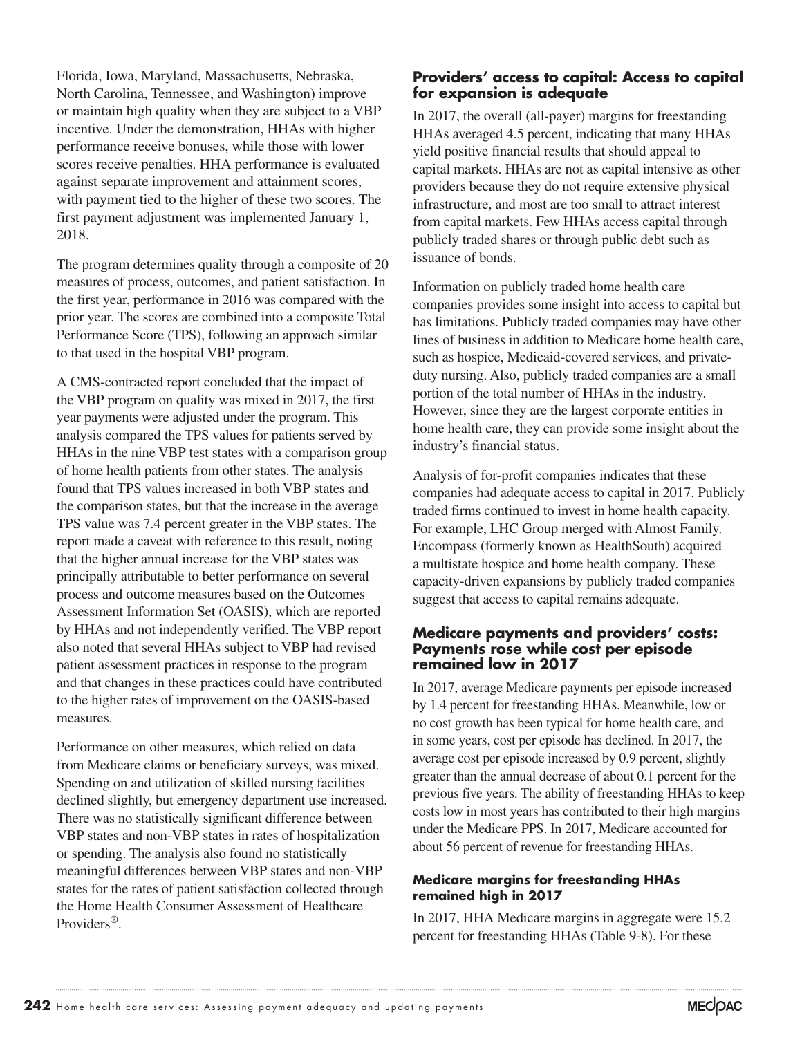Florida, Iowa, Maryland, Massachusetts, Nebraska, North Carolina, Tennessee, and Washington) improve or maintain high quality when they are subject to a VBP incentive. Under the demonstration, HHAs with higher performance receive bonuses, while those with lower scores receive penalties. HHA performance is evaluated against separate improvement and attainment scores, with payment tied to the higher of these two scores. The first payment adjustment was implemented January 1, 2018.

The program determines quality through a composite of 20 measures of process, outcomes, and patient satisfaction. In the first year, performance in 2016 was compared with the prior year. The scores are combined into a composite Total Performance Score (TPS), following an approach similar to that used in the hospital VBP program.

A CMS-contracted report concluded that the impact of the VBP program on quality was mixed in 2017, the first year payments were adjusted under the program. This analysis compared the TPS values for patients served by HHAs in the nine VBP test states with a comparison group of home health patients from other states. The analysis found that TPS values increased in both VBP states and the comparison states, but that the increase in the average TPS value was 7.4 percent greater in the VBP states. The report made a caveat with reference to this result, noting that the higher annual increase for the VBP states was principally attributable to better performance on several process and outcome measures based on the Outcomes Assessment Information Set (OASIS), which are reported by HHAs and not independently verified. The VBP report also noted that several HHAs subject to VBP had revised patient assessment practices in response to the program and that changes in these practices could have contributed to the higher rates of improvement on the OASIS-based measures.

Performance on other measures, which relied on data from Medicare claims or beneficiary surveys, was mixed. Spending on and utilization of skilled nursing facilities declined slightly, but emergency department use increased. There was no statistically significant difference between VBP states and non-VBP states in rates of hospitalization or spending. The analysis also found no statistically meaningful differences between VBP states and non-VBP states for the rates of patient satisfaction collected through the Home Health Consumer Assessment of Healthcare Providers®.

### Providers' access to capital: Access to capital for expansion is adequate

In 2017, the overall (all-payer) margins for freestanding HHAs averaged 4.5 percent, indicating that many HHAs yield positive financial results that should appeal to capital markets. HHAs are not as capital intensive as other providers because they do not require extensive physical infrastructure, and most are too small to attract interest from capital markets. Few HHAs access capital through publicly traded shares or through public debt such as issuance of bonds.

Information on publicly traded home health care companies provides some insight into access to capital but has limitations. Publicly traded companies may have other lines of business in addition to Medicare home health care, such as hospice, Medicaid-covered services, and private-duty nursing. Also, publicly traded companies are a small portion of the total number of HHAs in the industry. However, since they are the largest corporate entities in home health care, they can provide some insight about the industry's financial status.

Analysis of for-profit companies indicates that these companies had adequate access to capital in 2017. Publicly traded firms continued to invest in home health capacity. For example, LHC Group merged with Almost Family. Encompass (formerly known as HealthSouth) acquired a multistate hospice and home health company. These capacity-driven expansions by publicly traded companies suggest that access to capital remains adequate.

### Medicare payments and providers' costs: Payments rose while cost per episode remained low in 2017

In 2017, average Medicare payments per episode increased by 1.4 percent for freestanding HHAs. Meanwhile, low or no cost growth has been typical for home health care, and in some years, cost per episode has declined. In 2017, the average cost per episode increased by 0.9 percent, slightly greater than the annual decrease of about 0.1 percent for the previous five years. The ability of freestanding HHAs to keep costs low in most years has contributed to their high margins under the Medicare PPS. In 2017, Medicare accounted for about 56 percent of revenue for freestanding HHAs.

#### Medicare margins for freestanding HHAs remained high in 2017

In 2017, HHA Medicare margins in aggregate were 15.2 percent for freestanding HHAs (Table 9-8). For these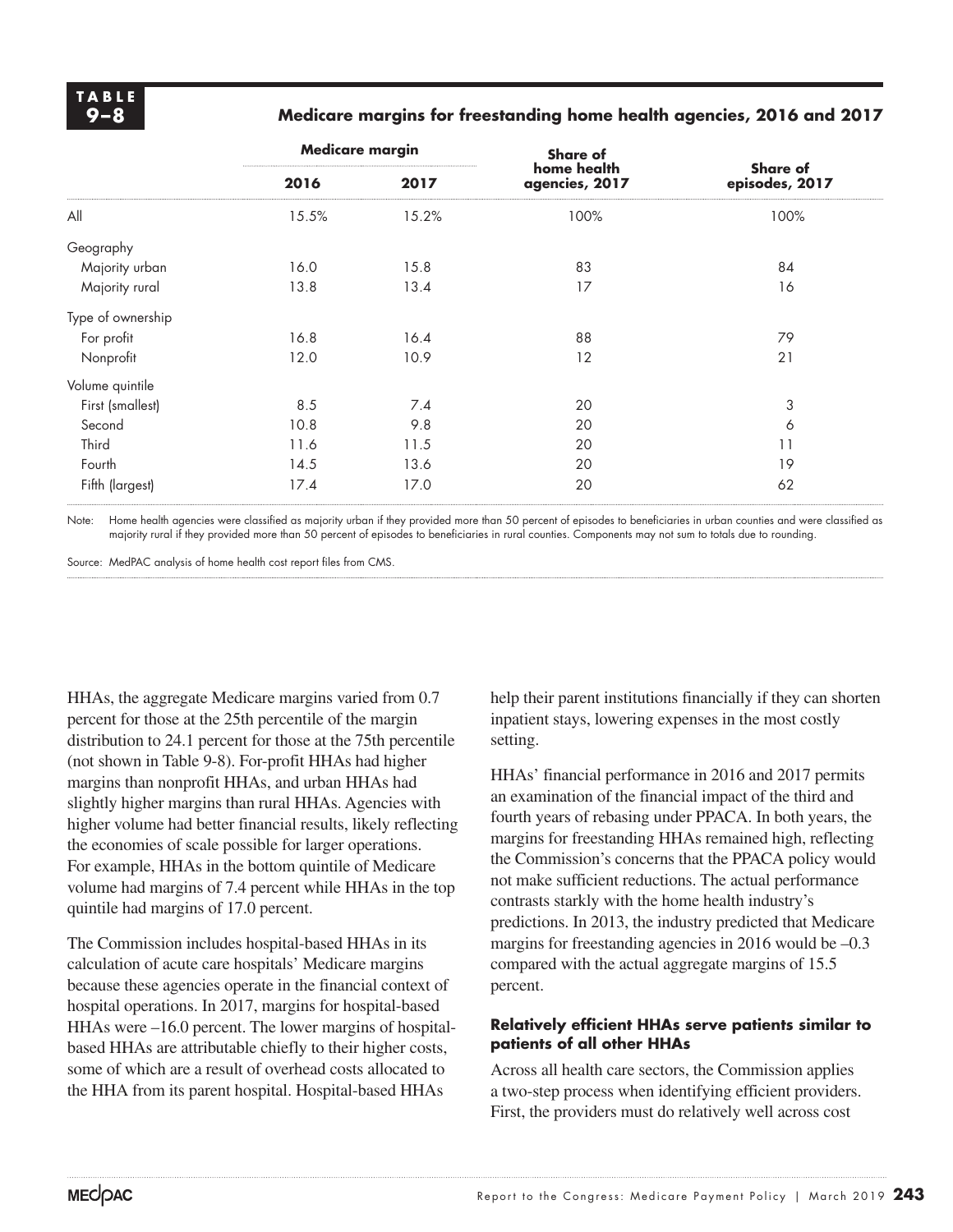**TABLE 9–8**

**Medicare margins for freestanding home health agencies, 2016 and 2017**

| | Medicare margin | | Share of home health agencies, 2017 | Share of episodes, 2017 |
|---|---|---|---|---|
| | 2016 | 2017 | | |
| All | 15.5% | 15.2% | 100% | 100% |
| Geography | | | | |
| Majority urban | 16.0 | 15.8 | 83 | 84 |
| Majority rural | 13.8 | 13.4 | 17 | 16 |
| Type of ownership | | | | |
| For profit | 16.8 | 16.4 | 88 | 79 |
| Nonprofit | 12.0 | 10.9 | 12 | 21 |
| Volume quintile | | | | |
| First (smallest) | 8.5 | 7.4 | 20 | 3 |
| Second | 10.8 | 9.8 | 20 | 6 |
| Third | 11.6 | 11.5 | 20 | 11 |
| Fourth | 14.5 | 13.6 | 20 | 19 |
| Fifth (largest) | 17.4 | 17.0 | 20 | 62 |

Note: Home health agencies were classified as majority urban if they provided more than 50 percent of episodes to beneficiaries in urban counties and were classified as majority rural if they provided more than 50 percent of episodes to beneficiaries in rural counties. Components may not sum to totals due to rounding.

Source: MedPAC analysis of home health cost report files from CMS.

HHAs, the aggregate Medicare margins varied from 0.7 percent for those at the 25th percentile of the margin distribution to 24.1 percent for those at the 75th percentile (not shown in Table 9-8). For-profit HHAs had higher margins than nonprofit HHAs, and urban HHAs had slightly higher margins than rural HHAs. Agencies with higher volume had better financial results, likely reflecting the economies of scale possible for larger operations. For example, HHAs in the bottom quintile of Medicare volume had margins of 7.4 percent while HHAs in the top quintile had margins of 17.0 percent.

The Commission includes hospital-based HHAs in its calculation of acute care hospitals' Medicare margins because these agencies operate in the financial context of hospital operations. In 2017, margins for hospital-based HHAs were –16.0 percent. The lower margins of hospital-based HHAs are attributable chiefly to their higher costs, some of which are a result of overhead costs allocated to the HHA from its parent hospital. Hospital-based HHAs help their parent institutions financially if they can shorten inpatient stays, lowering expenses in the most costly setting.

HHAs' financial performance in 2016 and 2017 permits an examination of the financial impact of the third and fourth years of rebasing under PPACA. In both years, the margins for freestanding HHAs remained high, reflecting the Commission's concerns that the PPACA policy would not make sufficient reductions. The actual performance contrasts starkly with the home health industry's predictions. In 2013, the industry predicted that Medicare margins for freestanding agencies in 2016 would be –0.3 compared with the actual aggregate margins of 15.5 percent.

#### Relatively efficient HHAs serve patients similar to patients of all other HHAs

Across all health care sectors, the Commission applies a two-step process when identifying efficient providers. First, the providers must do relatively well across cost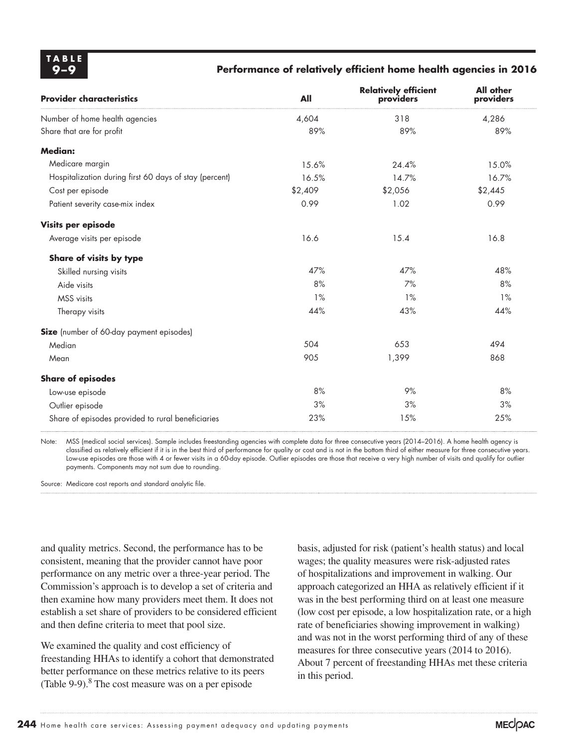**TABLE 9–9**

**Performance of relatively efficient home health agencies in 2016**

| Provider characteristics | All | Relatively efficient providers | All other providers |
|---|---|---|---|
| Number of home health agencies | 4,604 | 318 | 4,286 |
| Share that are for profit | 89% | 89% | 89% |
| **Median:** | | | |
| Medicare margin | 15.6% | 24.4% | 15.0% |
| Hospitalization during first 60 days of stay (percent) | 16.5% | 14.7% | 16.7% |
| Cost per episode | $2,409 | $2,056 | $2,445 |
| Patient severity case-mix index | 0.99 | 1.02 | 0.99 |
| **Visits per episode** | | | |
| Average visits per episode | 16.6 | 15.4 | 16.8 |
| **Share of visits by type** | | | |
| Skilled nursing visits | 47% | 47% | 48% |
| Aide visits | 8% | 7% | 8% |
| MSS visits | 1% | 1% | 1% |
| Therapy visits | 44% | 43% | 44% |
| **Size** (number of 60-day payment episodes) | | | |
| Median | 504 | 653 | 494 |
| Mean | 905 | 1,399 | 868 |
| **Share of episodes** | | | |
| Low-use episode | 8% | 9% | 8% |
| Outlier episode | 3% | 3% | 3% |
| Share of episodes provided to rural beneficiaries | 23% | 15% | 25% |

Note: MSS (medical social services). Sample includes freestanding agencies with complete data for three consecutive years (2014–2016). A home health agency is classified as relatively efficient if it is in the best third of performance for quality or cost and is not in the bottom third of either measure for three consecutive years. Low-use episodes are those with 4 or fewer visits in a 60-day episode. Outlier episodes are those that receive a very high number of visits and qualify for outlier payments. Components may not sum due to rounding.

Source: Medicare cost reports and standard analytic file.

and quality metrics. Second, the performance has to be consistent, meaning that the provider cannot have poor performance on any metric over a three-year period. The Commission's approach is to develop a set of criteria and then examine how many providers meet them. It does not establish a set share of providers to be considered efficient and then define criteria to meet that pool size.

We examined the quality and cost efficiency of freestanding HHAs to identify a cohort that demonstrated better performance on these metrics relative to its peers (Table 9-9).[8] The cost measure was on a per episode basis, adjusted for risk (patient's health status) and local wages; the quality measures were risk-adjusted rates of hospitalizations and improvement in walking. Our approach categorized an HHA as relatively efficient if it was in the best performing third on at least one measure (low cost per episode, a low hospitalization rate, or a high rate of beneficiaries showing improvement in walking) and was not in the worst performing third of any of these measures for three consecutive years (2014 to 2016). About 7 percent of freestanding HHAs met these criteria in this period.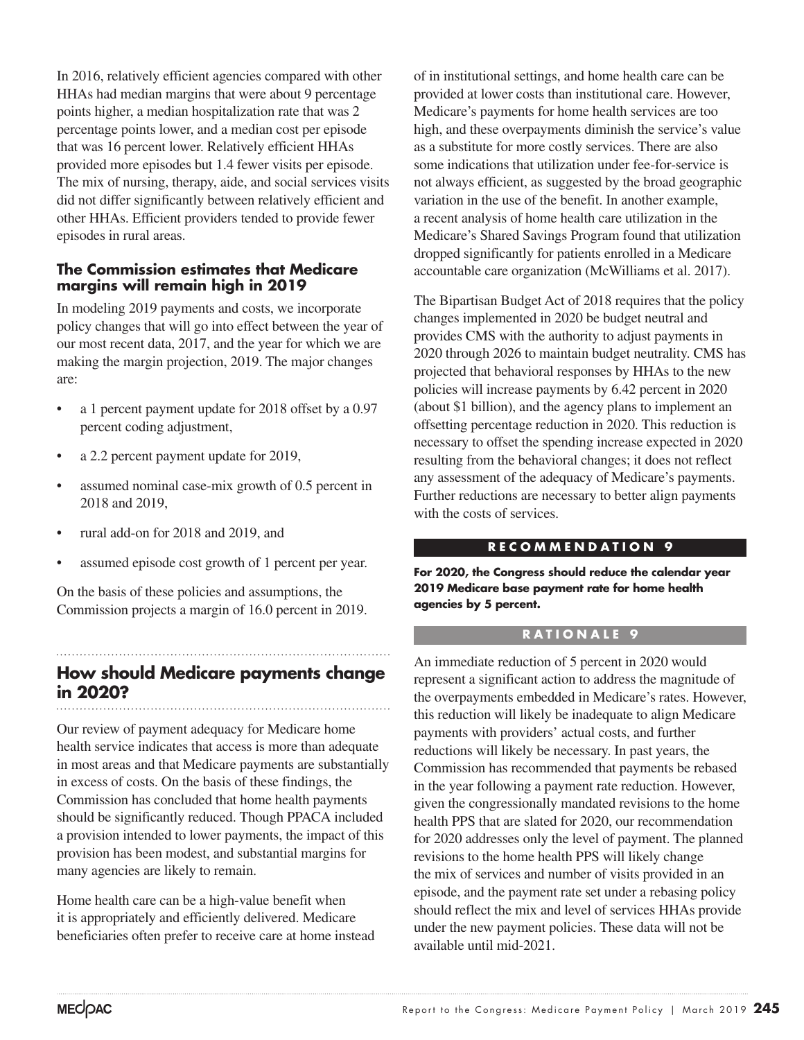In 2016, relatively efficient agencies compared with other HHAs had median margins that were about 9 percentage points higher, a median hospitalization rate that was 2 percentage points lower, and a median cost per episode that was 16 percent lower. Relatively efficient HHAs provided more episodes but 1.4 fewer visits per episode. The mix of nursing, therapy, aide, and social services visits did not differ significantly between relatively efficient and other HHAs. Efficient providers tended to provide fewer episodes in rural areas.

### The Commission estimates that Medicare margins will remain high in 2019

In modeling 2019 payments and costs, we incorporate policy changes that will go into effect between the year of our most recent data, 2017, and the year for which we are making the margin projection, 2019. The major changes are:

- a 1 percent payment update for 2018 offset by a 0.97 percent coding adjustment,
- a 2.2 percent payment update for 2019,
- assumed nominal case-mix growth of 0.5 percent in 2018 and 2019,
- rural add-on for 2018 and 2019, and
- assumed episode cost growth of 1 percent per year.

On the basis of these policies and assumptions, the Commission projects a margin of 16.0 percent in 2019.

## How should Medicare payments change in 2020?

Our review of payment adequacy for Medicare home health service indicates that access is more than adequate in most areas and that Medicare payments are substantially in excess of costs. On the basis of these findings, the Commission has concluded that home health payments should be significantly reduced. Though PPACA included a provision intended to lower payments, the impact of this provision has been modest, and substantial margins for many agencies are likely to remain.

Home health care can be a high-value benefit when it is appropriately and efficiently delivered. Medicare beneficiaries often prefer to receive care at home instead of in institutional settings, and home health care can be provided at lower costs than institutional care. However, Medicare's payments for home health services are too high, and these overpayments diminish the service's value as a substitute for more costly services. There are also some indications that utilization under fee-for-service is not always efficient, as suggested by the broad geographic variation in the use of the benefit. In another example, a recent analysis of home health care utilization in the Medicare's Shared Savings Program found that utilization dropped significantly for patients enrolled in a Medicare accountable care organization (McWilliams et al. 2017).

The Bipartisan Budget Act of 2018 requires that the policy changes implemented in 2020 be budget neutral and provides CMS with the authority to adjust payments in 2020 through 2026 to maintain budget neutrality. CMS has projected that behavioral responses by HHAs to the new policies will increase payments by 6.42 percent in 2020 (about $1 billion), and the agency plans to implement an offsetting percentage reduction in 2020. This reduction is necessary to offset the spending increase expected in 2020 resulting from the behavioral changes; it does not reflect any assessment of the adequacy of Medicare's payments. Further reductions are necessary to better align payments with the costs of services.

#### RECOMMENDATION 9

**For 2020, the Congress should reduce the calendar year 2019 Medicare base payment rate for home health agencies by 5 percent.**

#### RATIONALE 9

An immediate reduction of 5 percent in 2020 would represent a significant action to address the magnitude of the overpayments embedded in Medicare's rates. However, this reduction will likely be inadequate to align Medicare payments with providers' actual costs, and further reductions will likely be necessary. In past years, the Commission has recommended that payments be rebased in the year following a payment rate reduction. However, given the congressionally mandated revisions to the home health PPS that are slated for 2020, our recommendation for 2020 addresses only the level of payment. The planned revisions to the home health PPS will likely change the mix of services and number of visits provided in an episode, and the payment rate set under a rebasing policy should reflect the mix and level of services HHAs provide under the new payment policies. These data will not be available until mid-2021.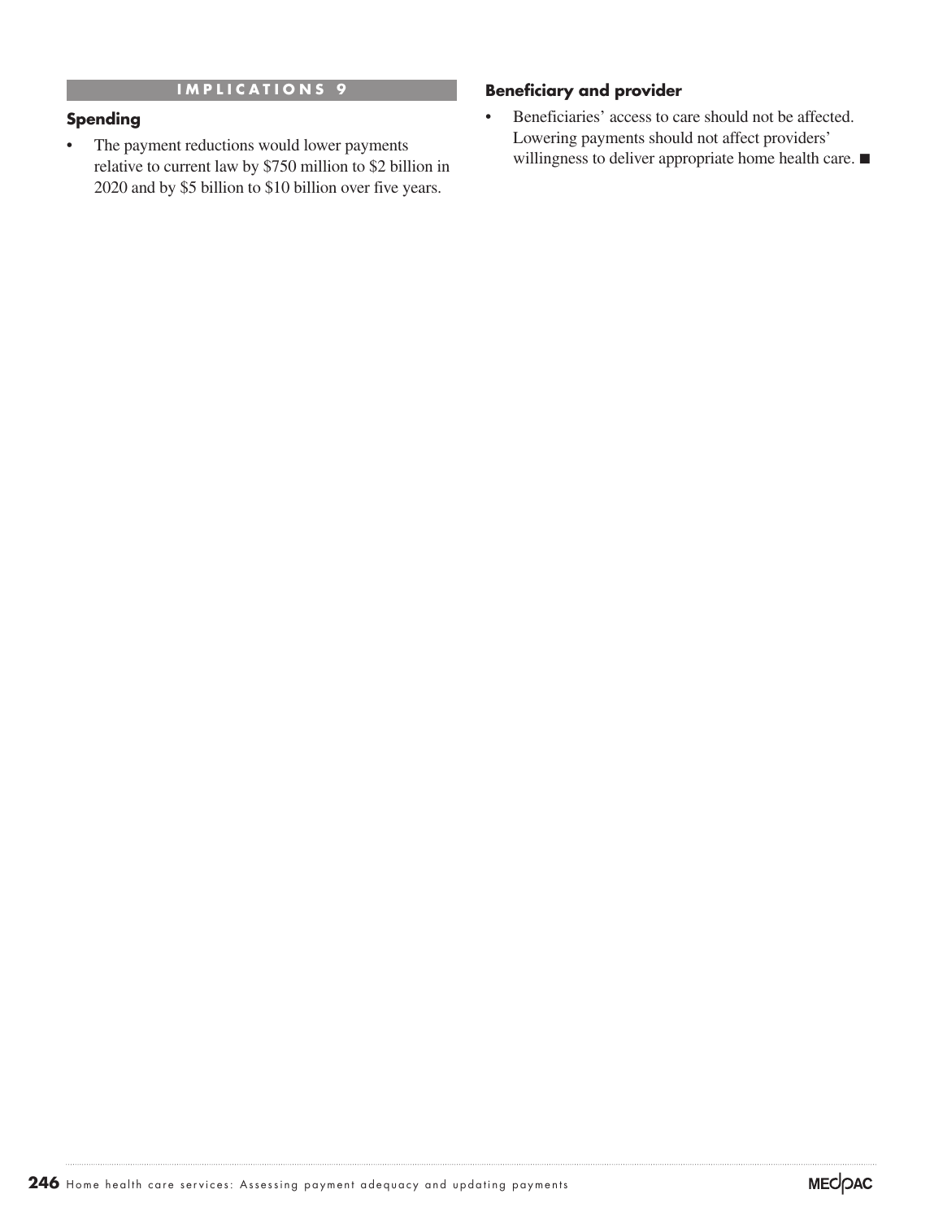## IMPLICATIONS 9

### Spending

- The payment reductions would lower payments relative to current law by $750 million to $2 billion in 2020 and by $5 billion to $10 billion over five years.

### Beneficiary and provider

- Beneficiaries' access to care should not be affected. Lowering payments should not affect providers' willingness to deliver appropriate home health care. ■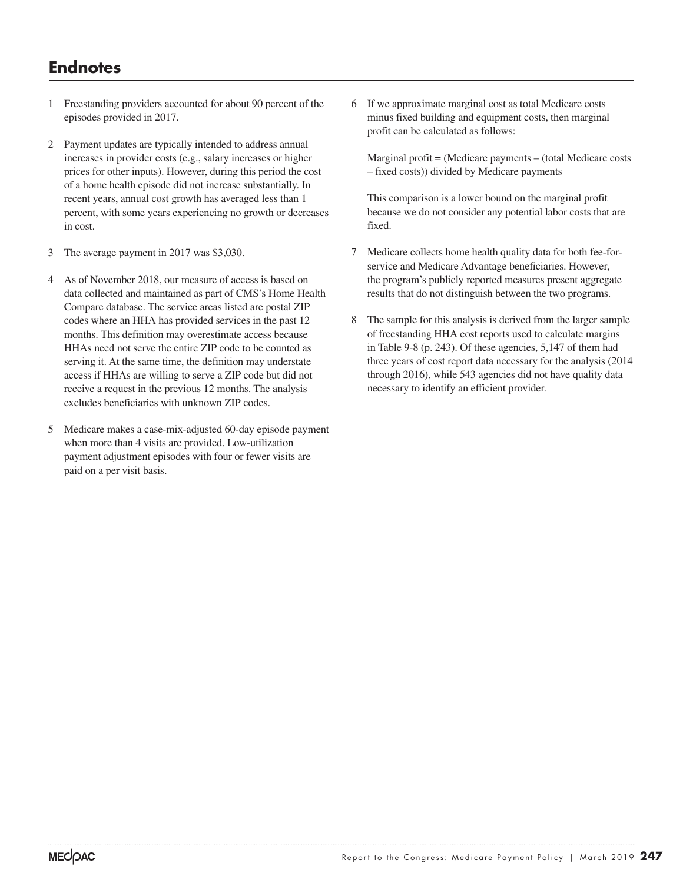# Endnotes

1 Freestanding providers accounted for about 90 percent of the episodes provided in 2017.

2 Payment updates are typically intended to address annual increases in provider costs (e.g., salary increases or higher prices for other inputs). However, during this period the cost of a home health episode did not increase substantially. In recent years, annual cost growth has averaged less than 1 percent, with some years experiencing no growth or decreases in cost.

3 The average payment in 2017 was $3,030.

4 As of November 2018, our measure of access is based on data collected and maintained as part of CMS's Home Health Compare database. The service areas listed are postal ZIP codes where an HHA has provided services in the past 12 months. This definition may overestimate access because HHAs need not serve the entire ZIP code to be counted as serving it. At the same time, the definition may understate access if HHAs are willing to serve a ZIP code but did not receive a request in the previous 12 months. The analysis excludes beneficiaries with unknown ZIP codes.

5 Medicare makes a case-mix-adjusted 60-day episode payment when more than 4 visits are provided. Low-utilization payment adjustment episodes with four or fewer visits are paid on a per visit basis.

6 If we approximate marginal cost as total Medicare costs minus fixed building and equipment costs, then marginal profit can be calculated as follows:

   Marginal profit = (Medicare payments – (total Medicare costs – fixed costs)) divided by Medicare payments

   This comparison is a lower bound on the marginal profit because we do not consider any potential labor costs that are fixed.

7 Medicare collects home health quality data for both fee-for-service and Medicare Advantage beneficiaries. However, the program's publicly reported measures present aggregate results that do not distinguish between the two programs.

8 The sample for this analysis is derived from the larger sample of freestanding HHA cost reports used to calculate margins in Table 9-8 (p. 243). Of these agencies, 5,147 of them had three years of cost report data necessary for the analysis (2014 through 2016), while 543 agencies did not have quality data necessary to identify an efficient provider.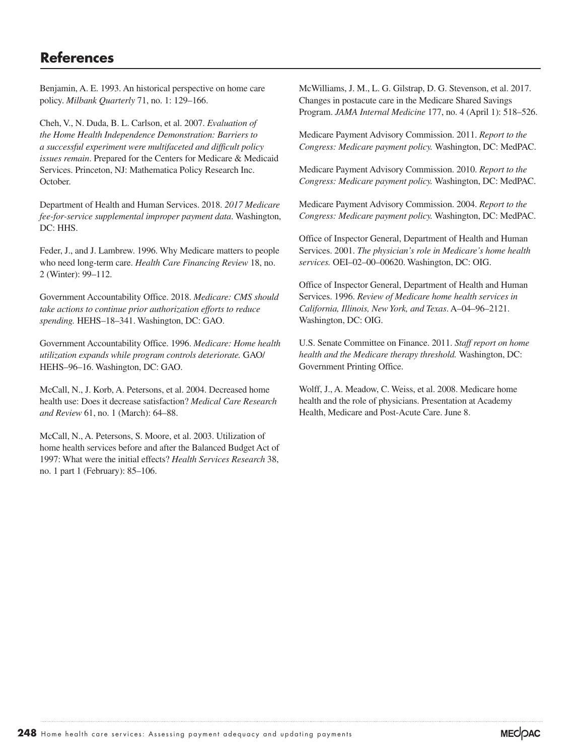## References

Benjamin, A. E. 1993. An historical perspective on home care policy. *Milbank Quarterly* 71, no. 1: 129–166.

Cheh, V., N. Duda, B. L. Carlson, et al. 2007. *Evaluation of the Home Health Independence Demonstration: Barriers to a successful experiment were multifaceted and difficult policy issues remain*. Prepared for the Centers for Medicare & Medicaid Services. Princeton, NJ: Mathematica Policy Research Inc. October.

Department of Health and Human Services. 2018. *2017 Medicare fee-for-service supplemental improper payment data*. Washington, DC: HHS.

Feder, J., and J. Lambrew. 1996. Why Medicare matters to people who need long-term care. *Health Care Financing Review* 18, no. 2 (Winter): 99–112.

Government Accountability Office. 2018. *Medicare: CMS should take actions to continue prior authorization efforts to reduce spending.* HEHS–18–341. Washington, DC: GAO.

Government Accountability Office. 1996. *Medicare: Home health utilization expands while program controls deteriorate.* GAO/HEHS–96–16. Washington, DC: GAO.

McCall, N., J. Korb, A. Petersons, et al. 2004. Decreased home health use: Does it decrease satisfaction? *Medical Care Research and Review* 61, no. 1 (March): 64–88.

McCall, N., A. Petersons, S. Moore, et al. 2003. Utilization of home health services before and after the Balanced Budget Act of 1997: What were the initial effects? *Health Services Research* 38, no. 1 part 1 (February): 85–106.

McWilliams, J. M., L. G. Gilstrap, D. G. Stevenson, et al. 2017. Changes in postacute care in the Medicare Shared Savings Program. *JAMA Internal Medicine* 177, no. 4 (April 1): 518–526.

Medicare Payment Advisory Commission. 2011. *Report to the Congress: Medicare payment policy.* Washington, DC: MedPAC.

Medicare Payment Advisory Commission. 2010. *Report to the Congress: Medicare payment policy.* Washington, DC: MedPAC.

Medicare Payment Advisory Commission. 2004. *Report to the Congress: Medicare payment policy.* Washington, DC: MedPAC.

Office of Inspector General, Department of Health and Human Services. 2001. *The physician's role in Medicare's home health services.* OEI–02–00–00620. Washington, DC: OIG.

Office of Inspector General, Department of Health and Human Services. 1996. *Review of Medicare home health services in California, Illinois, New York, and Texas*. A–04–96–2121. Washington, DC: OIG.

U.S. Senate Committee on Finance. 2011. *Staff report on home health and the Medicare therapy threshold.* Washington, DC: Government Printing Office.

Wolff, J., A. Meadow, C. Weiss, et al. 2008. Medicare home health and the role of physicians. Presentation at Academy Health, Medicare and Post-Acute Care. June 8.